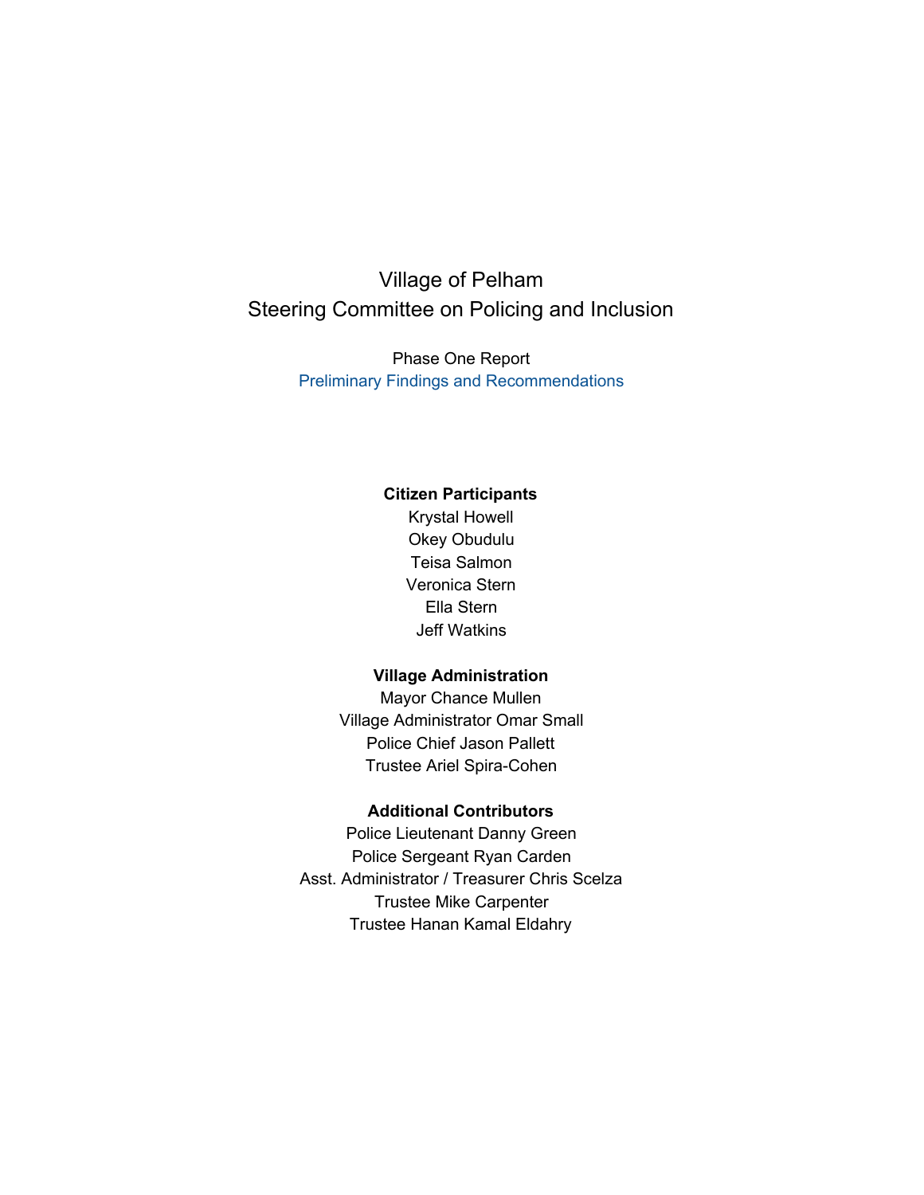# Village of Pelham
# Steering Committee on Policing and Inclusion

## Phase One Report
### Preliminary Findings and Recommendations

**Citizen Participants**

Krystal Howell
Okey Obudulu
Teisa Salmon
Veronica Stern
Ella Stern
Jeff Watkins

**Village Administration**

Mayor Chance Mullen
Village Administrator Omar Small
Police Chief Jason Pallett
Trustee Ariel Spira-Cohen

**Additional Contributors**

Police Lieutenant Danny Green
Police Sergeant Ryan Carden
Asst. Administrator / Treasurer Chris Scelza
Trustee Mike Carpenter
Trustee Hanan Kamal Eldahry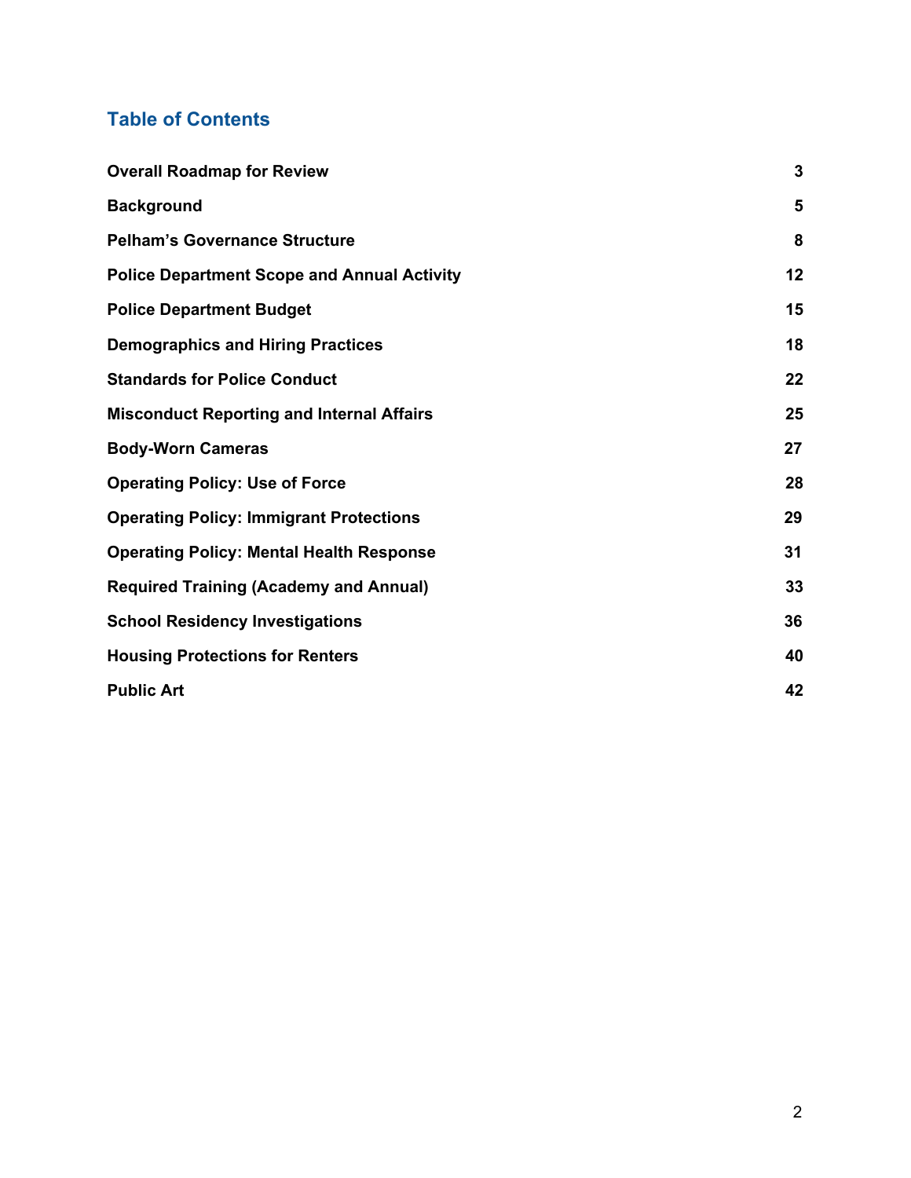## Table of Contents

| | |
|---|---|
| **Overall Roadmap for Review** | **3** |
| **Background** | **5** |
| **Pelham's Governance Structure** | **8** |
| **Police Department Scope and Annual Activity** | **12** |
| **Police Department Budget** | **15** |
| **Demographics and Hiring Practices** | **18** |
| **Standards for Police Conduct** | **22** |
| **Misconduct Reporting and Internal Affairs** | **25** |
| **Body-Worn Cameras** | **27** |
| **Operating Policy: Use of Force** | **28** |
| **Operating Policy: Immigrant Protections** | **29** |
| **Operating Policy: Mental Health Response** | **31** |
| **Required Training (Academy and Annual)** | **33** |
| **School Residency Investigations** | **36** |
| **Housing Protections for Renters** | **40** |
| **Public Art** | **42** |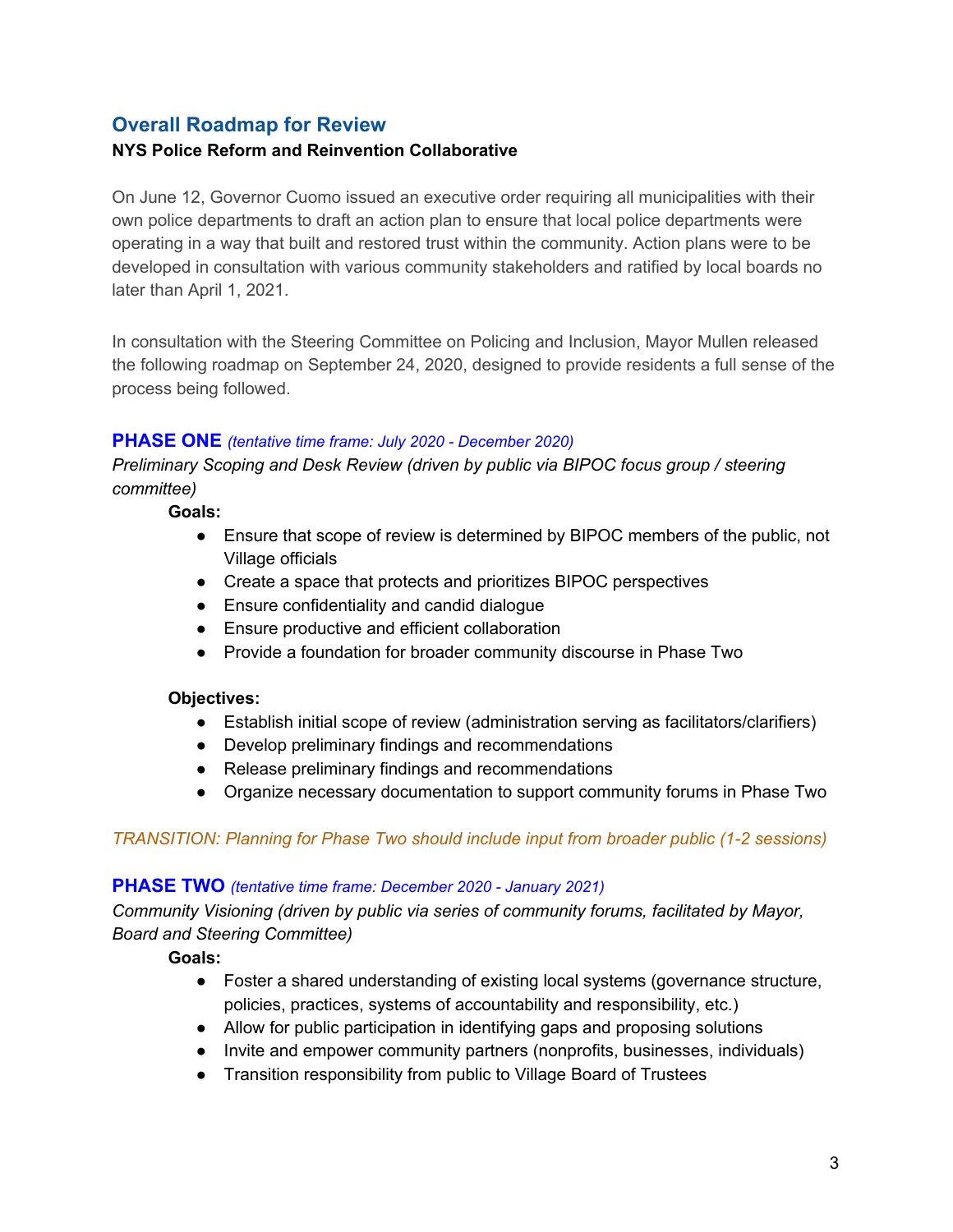## Overall Roadmap for Review

**NYS Police Reform and Reinvention Collaborative**

On June 12, Governor Cuomo issued an executive order requiring all municipalities with their own police departments to draft an action plan to ensure that local police departments were operating in a way that built and restored trust within the community. Action plans were to be developed in consultation with various community stakeholders and ratified by local boards no later than April 1, 2021.

In consultation with the Steering Committee on Policing and Inclusion, Mayor Mullen released the following roadmap on September 24, 2020, designed to provide residents a full sense of the process being followed.

### PHASE ONE *(tentative time frame: July 2020 - December 2020)*

*Preliminary Scoping and Desk Review (driven by public via BIPOC focus group / steering committee)*

**Goals:**

- Ensure that scope of review is determined by BIPOC members of the public, not Village officials
- Create a space that protects and prioritizes BIPOC perspectives
- Ensure confidentiality and candid dialogue
- Ensure productive and efficient collaboration
- Provide a foundation for broader community discourse in Phase Two

**Objectives:**

- Establish initial scope of review (administration serving as facilitators/clarifiers)
- Develop preliminary findings and recommendations
- Release preliminary findings and recommendations
- Organize necessary documentation to support community forums in Phase Two

*TRANSITION: Planning for Phase Two should include input from broader public (1-2 sessions)*

### PHASE TWO *(tentative time frame: December 2020 - January 2021)*

*Community Visioning (driven by public via series of community forums, facilitated by Mayor, Board and Steering Committee)*

**Goals:**

- Foster a shared understanding of existing local systems (governance structure, policies, practices, systems of accountability and responsibility, etc.)
- Allow for public participation in identifying gaps and proposing solutions
- Invite and empower community partners (nonprofits, businesses, individuals)
- Transition responsibility from public to Village Board of Trustees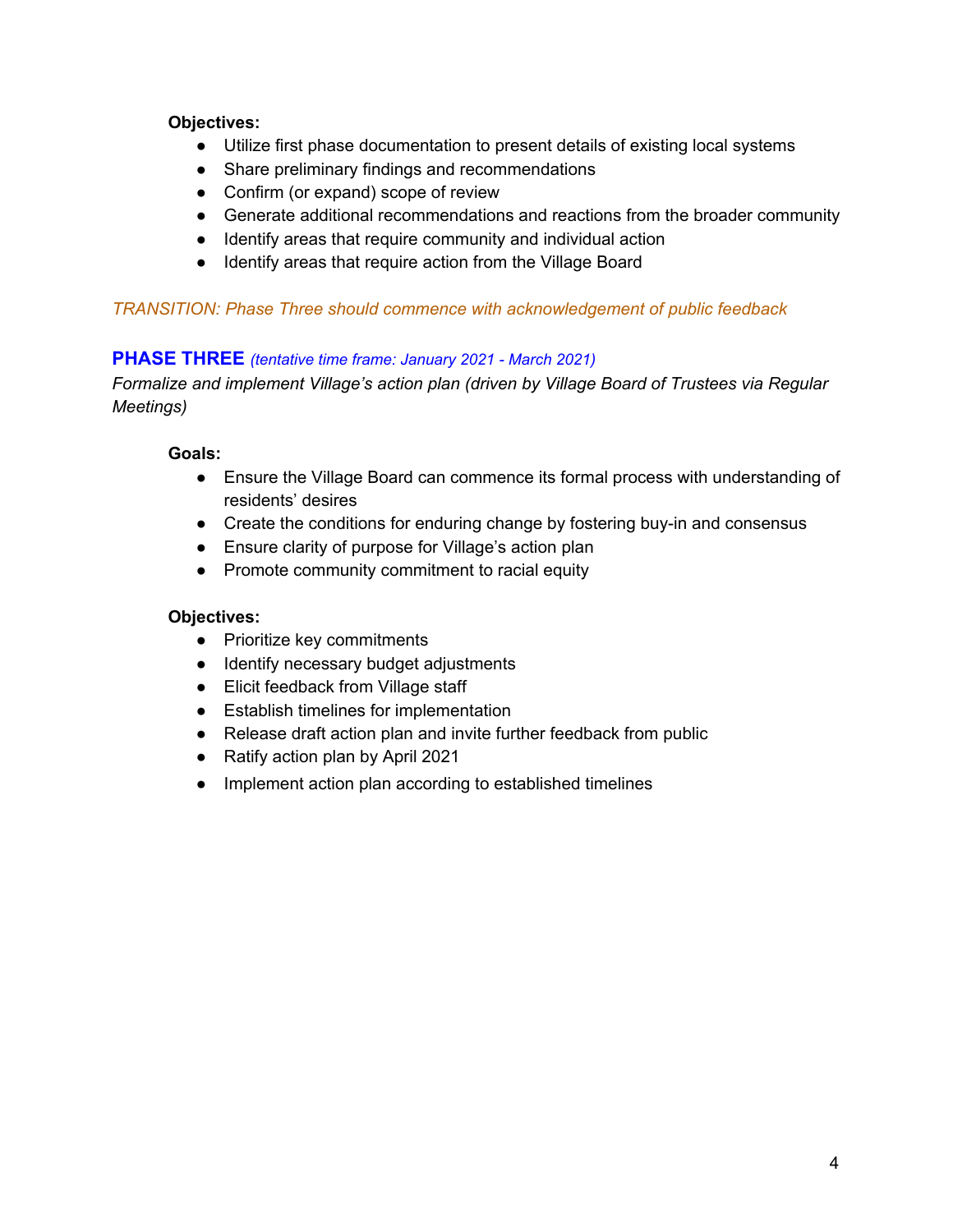**Objectives:**

- Utilize first phase documentation to present details of existing local systems
- Share preliminary findings and recommendations
- Confirm (or expand) scope of review
- Generate additional recommendations and reactions from the broader community
- Identify areas that require community and individual action
- Identify areas that require action from the Village Board

*TRANSITION: Phase Three should commence with acknowledgement of public feedback*

## PHASE THREE *(tentative time frame: January 2021 - March 2021)*

*Formalize and implement Village's action plan (driven by Village Board of Trustees via Regular Meetings)*

**Goals:**

- Ensure the Village Board can commence its formal process with understanding of residents' desires
- Create the conditions for enduring change by fostering buy-in and consensus
- Ensure clarity of purpose for Village's action plan
- Promote community commitment to racial equity

**Objectives:**

- Prioritize key commitments
- Identify necessary budget adjustments
- Elicit feedback from Village staff
- Establish timelines for implementation
- Release draft action plan and invite further feedback from public
- Ratify action plan by April 2021
- Implement action plan according to established timelines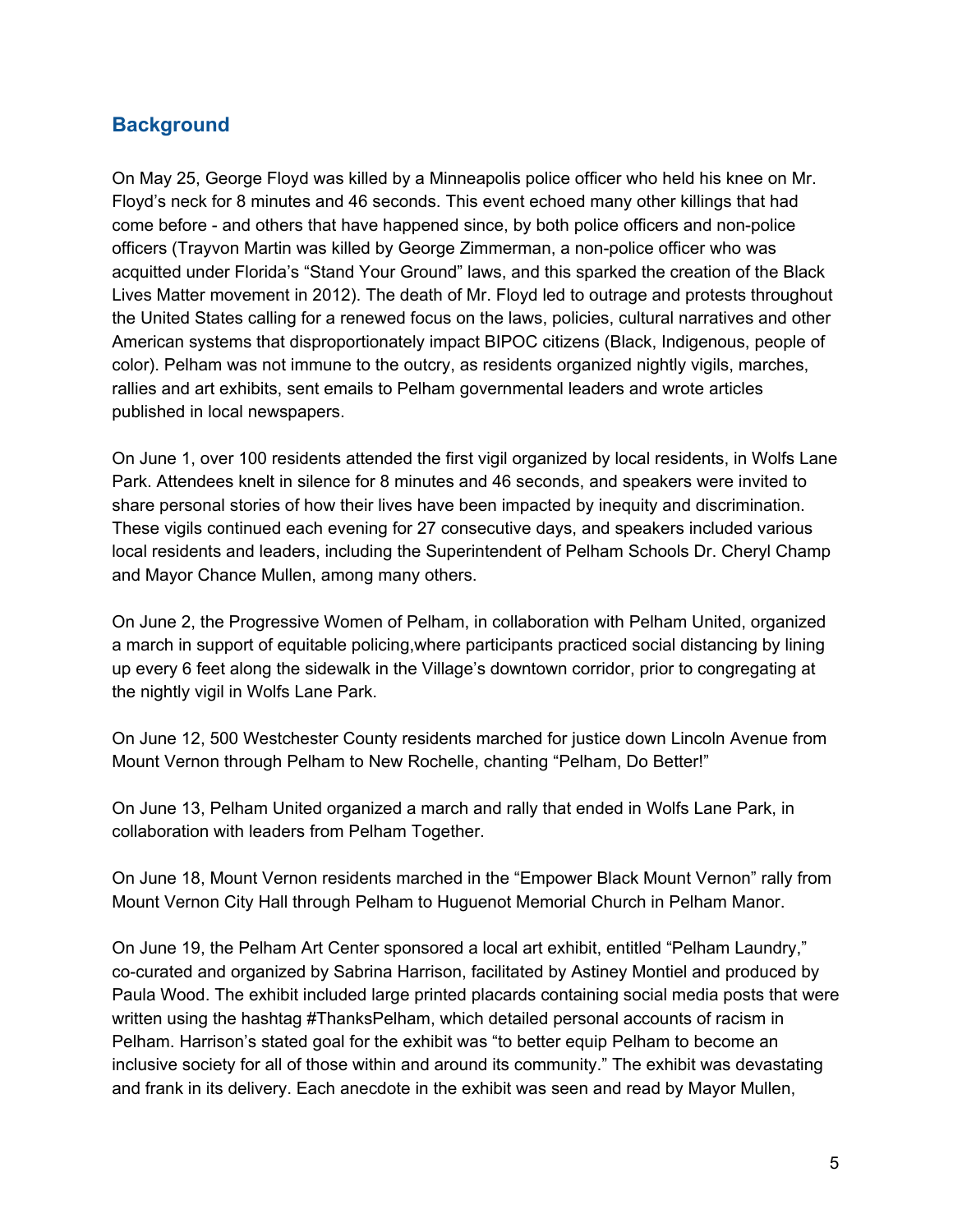## Background

On May 25, George Floyd was killed by a Minneapolis police officer who held his knee on Mr. Floyd's neck for 8 minutes and 46 seconds. This event echoed many other killings that had come before - and others that have happened since, by both police officers and non-police officers (Trayvon Martin was killed by George Zimmerman, a non-police officer who was acquitted under Florida's "Stand Your Ground" laws, and this sparked the creation of the Black Lives Matter movement in 2012). The death of Mr. Floyd led to outrage and protests throughout the United States calling for a renewed focus on the laws, policies, cultural narratives and other American systems that disproportionately impact BIPOC citizens (Black, Indigenous, people of color). Pelham was not immune to the outcry, as residents organized nightly vigils, marches, rallies and art exhibits, sent emails to Pelham governmental leaders and wrote articles published in local newspapers.

On June 1, over 100 residents attended the first vigil organized by local residents, in Wolfs Lane Park. Attendees knelt in silence for 8 minutes and 46 seconds, and speakers were invited to share personal stories of how their lives have been impacted by inequity and discrimination. These vigils continued each evening for 27 consecutive days, and speakers included various local residents and leaders, including the Superintendent of Pelham Schools Dr. Cheryl Champ and Mayor Chance Mullen, among many others.

On June 2, the Progressive Women of Pelham, in collaboration with Pelham United, organized a march in support of equitable policing,where participants practiced social distancing by lining up every 6 feet along the sidewalk in the Village's downtown corridor, prior to congregating at the nightly vigil in Wolfs Lane Park.

On June 12, 500 Westchester County residents marched for justice down Lincoln Avenue from Mount Vernon through Pelham to New Rochelle, chanting "Pelham, Do Better!"

On June 13, Pelham United organized a march and rally that ended in Wolfs Lane Park, in collaboration with leaders from Pelham Together.

On June 18, Mount Vernon residents marched in the "Empower Black Mount Vernon" rally from Mount Vernon City Hall through Pelham to Huguenot Memorial Church in Pelham Manor.

On June 19, the Pelham Art Center sponsored a local art exhibit, entitled "Pelham Laundry," co-curated and organized by Sabrina Harrison, facilitated by Astiney Montiel and produced by Paula Wood. The exhibit included large printed placards containing social media posts that were written using the hashtag #ThanksPelham, which detailed personal accounts of racism in Pelham. Harrison's stated goal for the exhibit was "to better equip Pelham to become an inclusive society for all of those within and around its community." The exhibit was devastating and frank in its delivery. Each anecdote in the exhibit was seen and read by Mayor Mullen,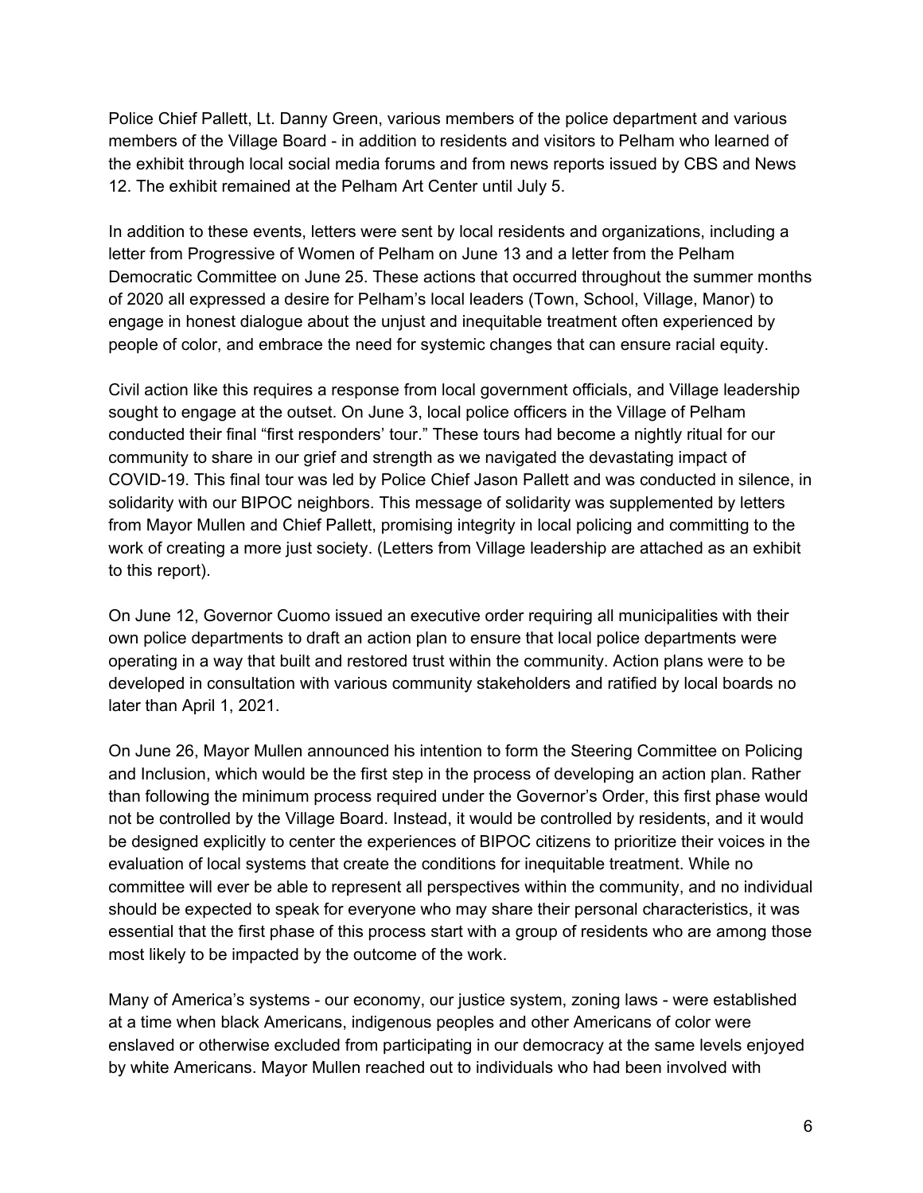Police Chief Pallett, Lt. Danny Green, various members of the police department and various members of the Village Board - in addition to residents and visitors to Pelham who learned of the exhibit through local social media forums and from news reports issued by CBS and News 12. The exhibit remained at the Pelham Art Center until July 5.

In addition to these events, letters were sent by local residents and organizations, including a letter from Progressive of Women of Pelham on June 13 and a letter from the Pelham Democratic Committee on June 25. These actions that occurred throughout the summer months of 2020 all expressed a desire for Pelham's local leaders (Town, School, Village, Manor) to engage in honest dialogue about the unjust and inequitable treatment often experienced by people of color, and embrace the need for systemic changes that can ensure racial equity.

Civil action like this requires a response from local government officials, and Village leadership sought to engage at the outset. On June 3, local police officers in the Village of Pelham conducted their final "first responders' tour." These tours had become a nightly ritual for our community to share in our grief and strength as we navigated the devastating impact of COVID-19. This final tour was led by Police Chief Jason Pallett and was conducted in silence, in solidarity with our BIPOC neighbors. This message of solidarity was supplemented by letters from Mayor Mullen and Chief Pallett, promising integrity in local policing and committing to the work of creating a more just society. (Letters from Village leadership are attached as an exhibit to this report).

On June 12, Governor Cuomo issued an executive order requiring all municipalities with their own police departments to draft an action plan to ensure that local police departments were operating in a way that built and restored trust within the community. Action plans were to be developed in consultation with various community stakeholders and ratified by local boards no later than April 1, 2021.

On June 26, Mayor Mullen announced his intention to form the Steering Committee on Policing and Inclusion, which would be the first step in the process of developing an action plan. Rather than following the minimum process required under the Governor's Order, this first phase would not be controlled by the Village Board. Instead, it would be controlled by residents, and it would be designed explicitly to center the experiences of BIPOC citizens to prioritize their voices in the evaluation of local systems that create the conditions for inequitable treatment. While no committee will ever be able to represent all perspectives within the community, and no individual should be expected to speak for everyone who may share their personal characteristics, it was essential that the first phase of this process start with a group of residents who are among those most likely to be impacted by the outcome of the work.

Many of America's systems - our economy, our justice system, zoning laws - were established at a time when black Americans, indigenous peoples and other Americans of color were enslaved or otherwise excluded from participating in our democracy at the same levels enjoyed by white Americans. Mayor Mullen reached out to individuals who had been involved with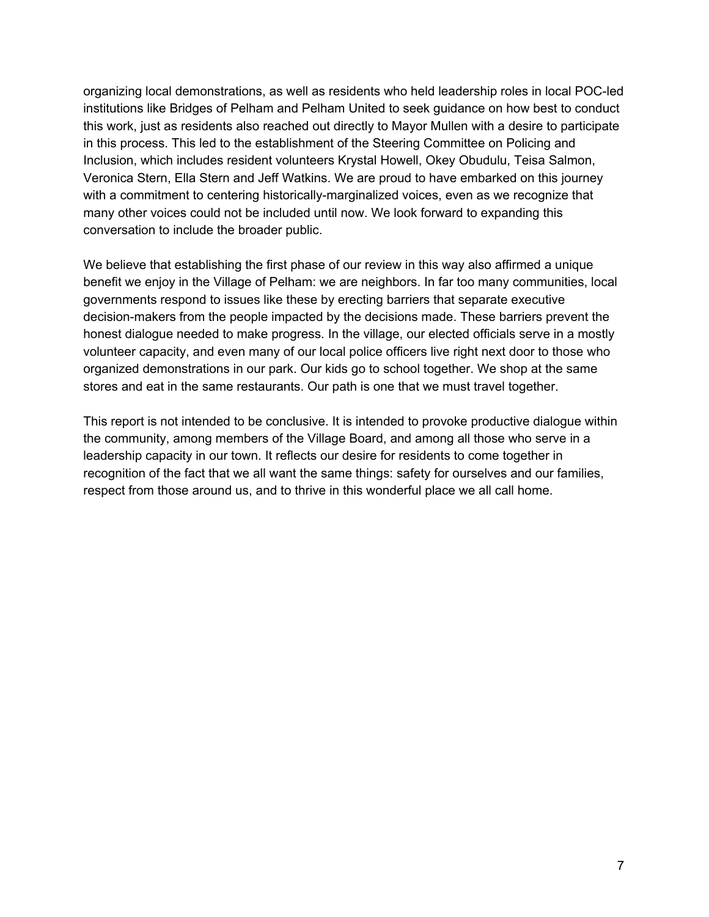organizing local demonstrations, as well as residents who held leadership roles in local POC-led institutions like Bridges of Pelham and Pelham United to seek guidance on how best to conduct this work, just as residents also reached out directly to Mayor Mullen with a desire to participate in this process. This led to the establishment of the Steering Committee on Policing and Inclusion, which includes resident volunteers Krystal Howell, Okey Obudulu, Teisa Salmon, Veronica Stern, Ella Stern and Jeff Watkins. We are proud to have embarked on this journey with a commitment to centering historically-marginalized voices, even as we recognize that many other voices could not be included until now. We look forward to expanding this conversation to include the broader public.

We believe that establishing the first phase of our review in this way also affirmed a unique benefit we enjoy in the Village of Pelham: we are neighbors. In far too many communities, local governments respond to issues like these by erecting barriers that separate executive decision-makers from the people impacted by the decisions made. These barriers prevent the honest dialogue needed to make progress. In the village, our elected officials serve in a mostly volunteer capacity, and even many of our local police officers live right next door to those who organized demonstrations in our park. Our kids go to school together. We shop at the same stores and eat in the same restaurants. Our path is one that we must travel together.

This report is not intended to be conclusive. It is intended to provoke productive dialogue within the community, among members of the Village Board, and among all those who serve in a leadership capacity in our town. It reflects our desire for residents to come together in recognition of the fact that we all want the same things: safety for ourselves and our families, respect from those around us, and to thrive in this wonderful place we all call home.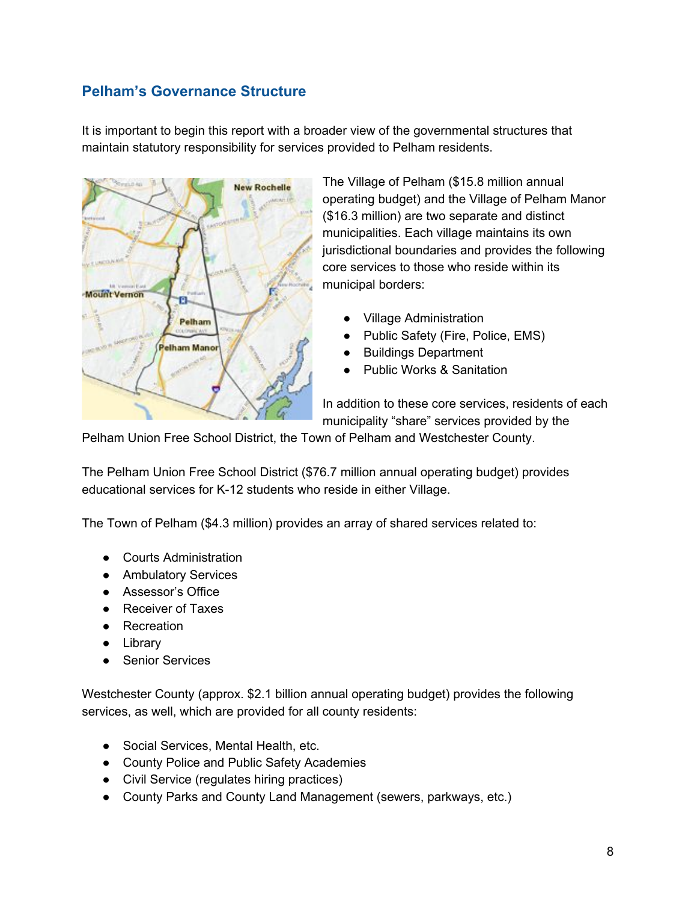## Pelham's Governance Structure

It is important to begin this report with a broader view of the governmental structures that maintain statutory responsibility for services provided to Pelham residents.

The Village of Pelham ($15.8 million annual operating budget) and the Village of Pelham Manor ($16.3 million) are two separate and distinct municipalities. Each village maintains its own jurisdictional boundaries and provides the following core services to those who reside within its municipal borders:

- Village Administration
- Public Safety (Fire, Police, EMS)
- Buildings Department
- Public Works & Sanitation

In addition to these core services, residents of each municipality "share" services provided by the Pelham Union Free School District, the Town of Pelham and Westchester County.

The Pelham Union Free School District ($76.7 million annual operating budget) provides educational services for K-12 students who reside in either Village.

The Town of Pelham ($4.3 million) provides an array of shared services related to:

- Courts Administration
- Ambulatory Services
- Assessor's Office
- Receiver of Taxes
- Recreation
- Library
- Senior Services

Westchester County (approx. $2.1 billion annual operating budget) provides the following services, as well, which are provided for all county residents:

- Social Services, Mental Health, etc.
- County Police and Public Safety Academies
- Civil Service (regulates hiring practices)
- County Parks and County Land Management (sewers, parkways, etc.)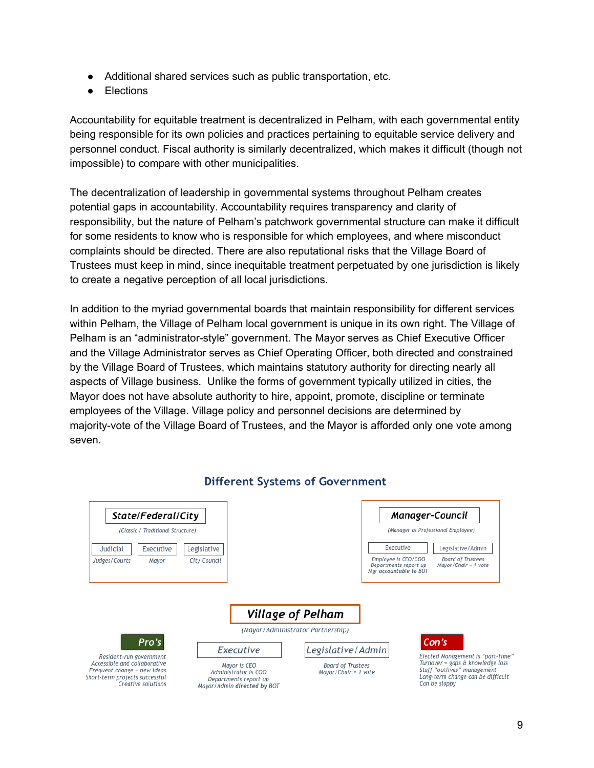- Additional shared services such as public transportation, etc.
- Elections

Accountability for equitable treatment is decentralized in Pelham, with each governmental entity being responsible for its own policies and practices pertaining to equitable service delivery and personnel conduct. Fiscal authority is similarly decentralized, which makes it difficult (though not impossible) to compare with other municipalities.

The decentralization of leadership in governmental systems throughout Pelham creates potential gaps in accountability. Accountability requires transparency and clarity of responsibility, but the nature of Pelham's patchwork governmental structure can make it difficult for some residents to know who is responsible for which employees, and where misconduct complaints should be directed. There are also reputational risks that the Village Board of Trustees must keep in mind, since inequitable treatment perpetuated by one jurisdiction is likely to create a negative perception of all local jurisdictions.

In addition to the myriad governmental boards that maintain responsibility for different services within Pelham, the Village of Pelham local government is unique in its own right. The Village of Pelham is an "administrator-style" government. The Mayor serves as Chief Executive Officer and the Village Administrator serves as Chief Operating Officer, both directed and constrained by the Village Board of Trustees, which maintains statutory authority for directing nearly all aspects of Village business. Unlike the forms of government typically utilized in cities, the Mayor does not have absolute authority to hire, appoint, promote, discipline or terminate employees of the Village. Village policy and personnel decisions are determined by majority-vote of the Village Board of Trustees, and the Mayor is afforded only one vote among seven.

## Different Systems of Government

**State/Federal/City**
*(Classic / Traditional Structure)*

| Judicial | Executive | Legislative |
|---|---|---|
| Judges/Courts | Mayor | City Council |

**Manager-Council**
*(Manager as Professional Employee)*

| Executive | Legislative/Admin |
|---|---|
| Employee is CEO/COO<br>Departments report up<br>Mgr **accountable to BOT** | Board of Trustees<br>Mayor/Chair = 1 vote |

**Village of Pelham**
*(Mayor/Administrator Partnership)*

| Executive | Legislative/Admin |
|---|---|
| Mayor is CEO<br>Administrator is COO<br>Departments report up<br>Mayor/Admin **directed by** BOT | Board of Trustees<br>Mayor/Chair = 1 vote |

**Pro's**
- Resident-run government
- Accessible and collaborative
- Frequent change = new ideas
- Short-term projects successful
- Creative solutions

**Con's**
- Elected Management is "part-time"
- Turnover = gaps & knowledge loss
- Staff "outlives" management
- Long-term change can be difficult
- Can be sloppy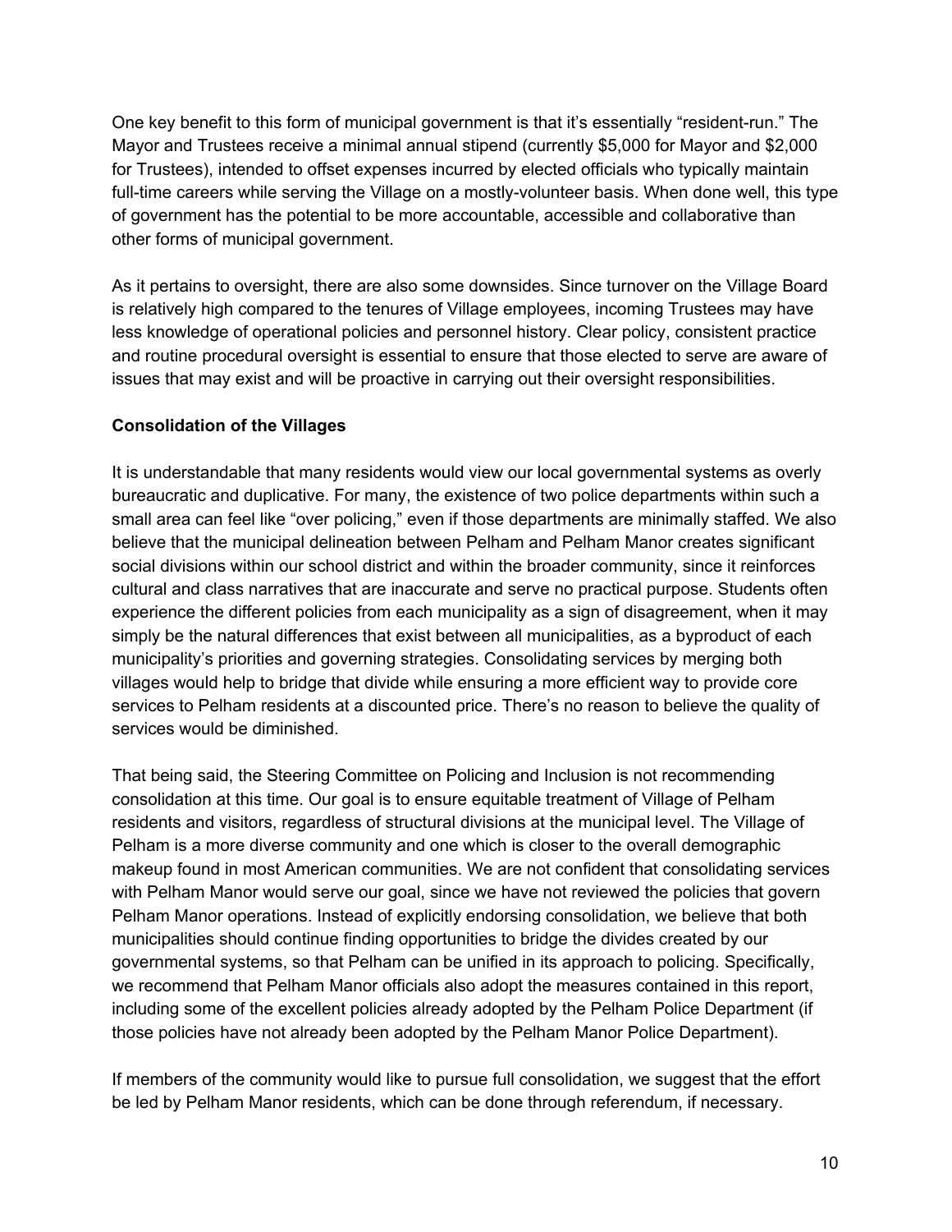One key benefit to this form of municipal government is that it's essentially "resident-run." The Mayor and Trustees receive a minimal annual stipend (currently $5,000 for Mayor and $2,000 for Trustees), intended to offset expenses incurred by elected officials who typically maintain full-time careers while serving the Village on a mostly-volunteer basis. When done well, this type of government has the potential to be more accountable, accessible and collaborative than other forms of municipal government.

As it pertains to oversight, there are also some downsides. Since turnover on the Village Board is relatively high compared to the tenures of Village employees, incoming Trustees may have less knowledge of operational policies and personnel history. Clear policy, consistent practice and routine procedural oversight is essential to ensure that those elected to serve are aware of issues that may exist and will be proactive in carrying out their oversight responsibilities.

**Consolidation of the Villages**

It is understandable that many residents would view our local governmental systems as overly bureaucratic and duplicative. For many, the existence of two police departments within such a small area can feel like "over policing," even if those departments are minimally staffed. We also believe that the municipal delineation between Pelham and Pelham Manor creates significant social divisions within our school district and within the broader community, since it reinforces cultural and class narratives that are inaccurate and serve no practical purpose. Students often experience the different policies from each municipality as a sign of disagreement, when it may simply be the natural differences that exist between all municipalities, as a byproduct of each municipality's priorities and governing strategies. Consolidating services by merging both villages would help to bridge that divide while ensuring a more efficient way to provide core services to Pelham residents at a discounted price. There's no reason to believe the quality of services would be diminished.

That being said, the Steering Committee on Policing and Inclusion is not recommending consolidation at this time. Our goal is to ensure equitable treatment of Village of Pelham residents and visitors, regardless of structural divisions at the municipal level. The Village of Pelham is a more diverse community and one which is closer to the overall demographic makeup found in most American communities. We are not confident that consolidating services with Pelham Manor would serve our goal, since we have not reviewed the policies that govern Pelham Manor operations. Instead of explicitly endorsing consolidation, we believe that both municipalities should continue finding opportunities to bridge the divides created by our governmental systems, so that Pelham can be unified in its approach to policing. Specifically, we recommend that Pelham Manor officials also adopt the measures contained in this report, including some of the excellent policies already adopted by the Pelham Police Department (if those policies have not already been adopted by the Pelham Manor Police Department).

If members of the community would like to pursue full consolidation, we suggest that the effort be led by Pelham Manor residents, which can be done through referendum, if necessary.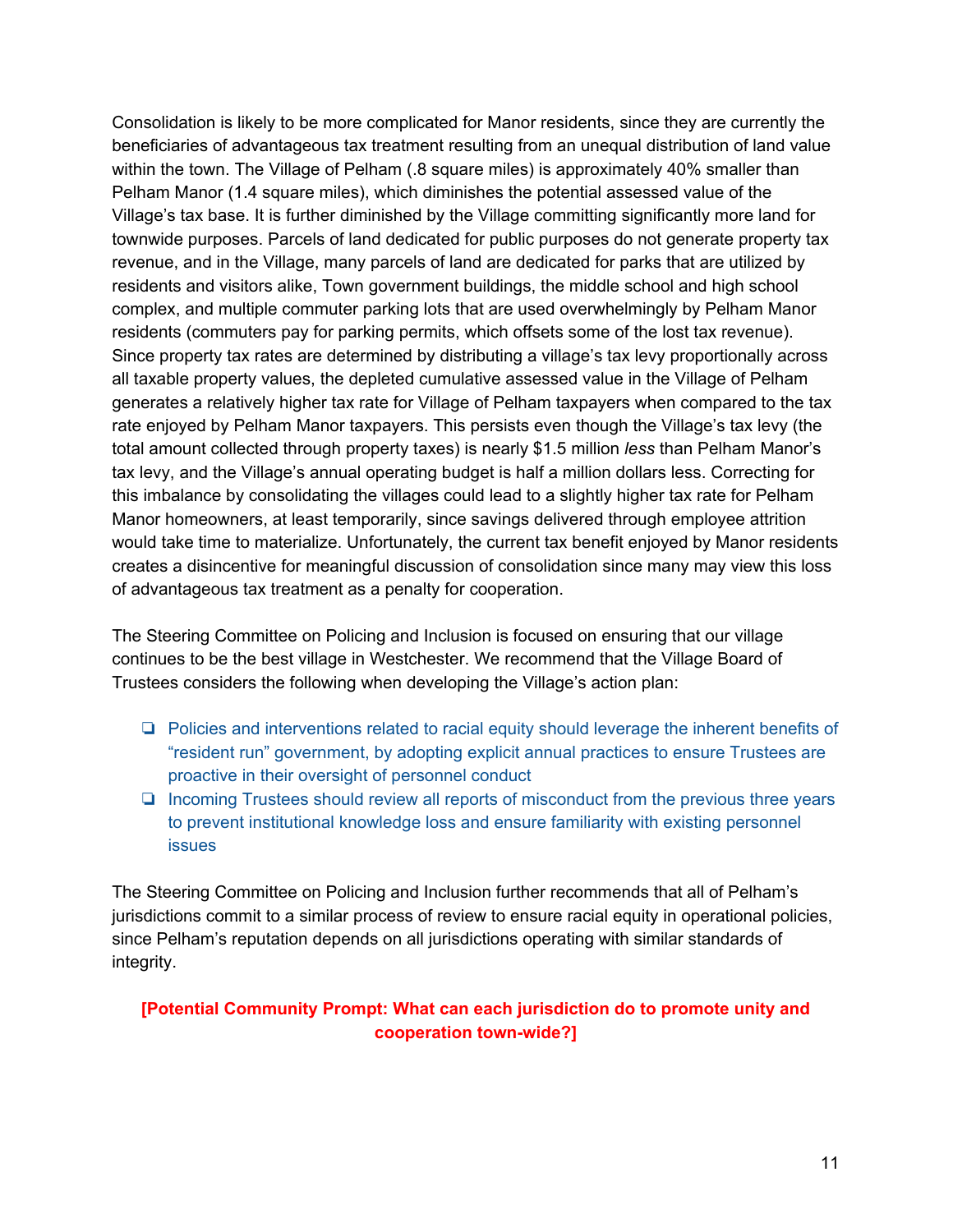Consolidation is likely to be more complicated for Manor residents, since they are currently the beneficiaries of advantageous tax treatment resulting from an unequal distribution of land value within the town. The Village of Pelham (.8 square miles) is approximately 40% smaller than Pelham Manor (1.4 square miles), which diminishes the potential assessed value of the Village's tax base. It is further diminished by the Village committing significantly more land for townwide purposes. Parcels of land dedicated for public purposes do not generate property tax revenue, and in the Village, many parcels of land are dedicated for parks that are utilized by residents and visitors alike, Town government buildings, the middle school and high school complex, and multiple commuter parking lots that are used overwhelmingly by Pelham Manor residents (commuters pay for parking permits, which offsets some of the lost tax revenue). Since property tax rates are determined by distributing a village's tax levy proportionally across all taxable property values, the depleted cumulative assessed value in the Village of Pelham generates a relatively higher tax rate for Village of Pelham taxpayers when compared to the tax rate enjoyed by Pelham Manor taxpayers. This persists even though the Village's tax levy (the total amount collected through property taxes) is nearly $1.5 million *less* than Pelham Manor's tax levy, and the Village's annual operating budget is half a million dollars less. Correcting for this imbalance by consolidating the villages could lead to a slightly higher tax rate for Pelham Manor homeowners, at least temporarily, since savings delivered through employee attrition would take time to materialize. Unfortunately, the current tax benefit enjoyed by Manor residents creates a disincentive for meaningful discussion of consolidation since many may view this loss of advantageous tax treatment as a penalty for cooperation.

The Steering Committee on Policing and Inclusion is focused on ensuring that our village continues to be the best village in Westchester. We recommend that the Village Board of Trustees considers the following when developing the Village's action plan:

- ❏ Policies and interventions related to racial equity should leverage the inherent benefits of "resident run" government, by adopting explicit annual practices to ensure Trustees are proactive in their oversight of personnel conduct
- ❏ Incoming Trustees should review all reports of misconduct from the previous three years to prevent institutional knowledge loss and ensure familiarity with existing personnel issues

The Steering Committee on Policing and Inclusion further recommends that all of Pelham's jurisdictions commit to a similar process of review to ensure racial equity in operational policies, since Pelham's reputation depends on all jurisdictions operating with similar standards of integrity.

**[Potential Community Prompt: What can each jurisdiction do to promote unity and cooperation town-wide?]**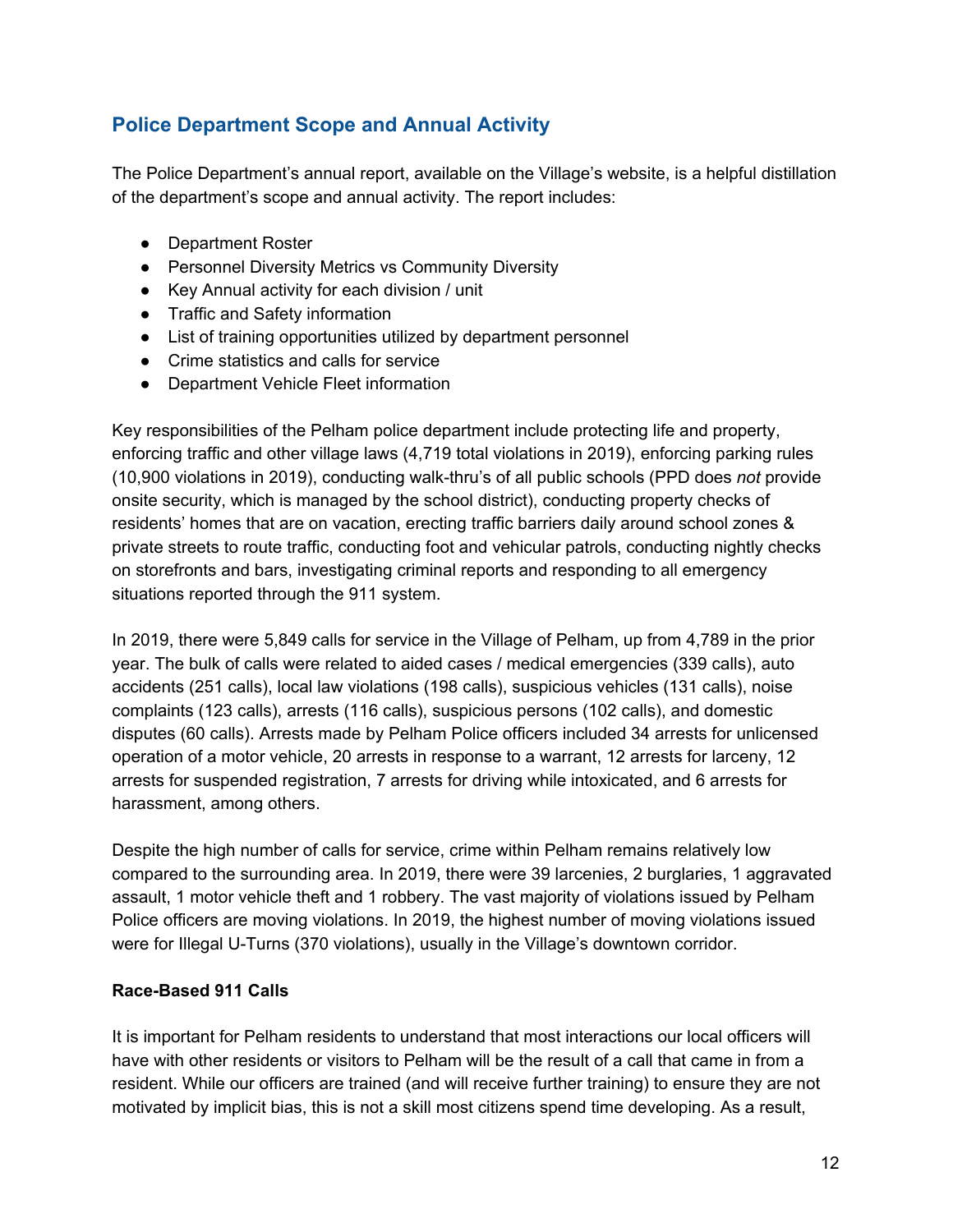## Police Department Scope and Annual Activity

The Police Department's annual report, available on the Village's website, is a helpful distillation of the department's scope and annual activity. The report includes:

- Department Roster
- Personnel Diversity Metrics vs Community Diversity
- Key Annual activity for each division / unit
- Traffic and Safety information
- List of training opportunities utilized by department personnel
- Crime statistics and calls for service
- Department Vehicle Fleet information

Key responsibilities of the Pelham police department include protecting life and property, enforcing traffic and other village laws (4,719 total violations in 2019), enforcing parking rules (10,900 violations in 2019), conducting walk-thru's of all public schools (PPD does *not* provide onsite security, which is managed by the school district), conducting property checks of residents' homes that are on vacation, erecting traffic barriers daily around school zones & private streets to route traffic, conducting foot and vehicular patrols, conducting nightly checks on storefronts and bars, investigating criminal reports and responding to all emergency situations reported through the 911 system.

In 2019, there were 5,849 calls for service in the Village of Pelham, up from 4,789 in the prior year. The bulk of calls were related to aided cases / medical emergencies (339 calls), auto accidents (251 calls), local law violations (198 calls), suspicious vehicles (131 calls), noise complaints (123 calls), arrests (116 calls), suspicious persons (102 calls), and domestic disputes (60 calls). Arrests made by Pelham Police officers included 34 arrests for unlicensed operation of a motor vehicle, 20 arrests in response to a warrant, 12 arrests for larceny, 12 arrests for suspended registration, 7 arrests for driving while intoxicated, and 6 arrests for harassment, among others.

Despite the high number of calls for service, crime within Pelham remains relatively low compared to the surrounding area. In 2019, there were 39 larcenies, 2 burglaries, 1 aggravated assault, 1 motor vehicle theft and 1 robbery. The vast majority of violations issued by Pelham Police officers are moving violations. In 2019, the highest number of moving violations issued were for Illegal U-Turns (370 violations), usually in the Village's downtown corridor.

**Race-Based 911 Calls**

It is important for Pelham residents to understand that most interactions our local officers will have with other residents or visitors to Pelham will be the result of a call that came in from a resident. While our officers are trained (and will receive further training) to ensure they are not motivated by implicit bias, this is not a skill most citizens spend time developing. As a result,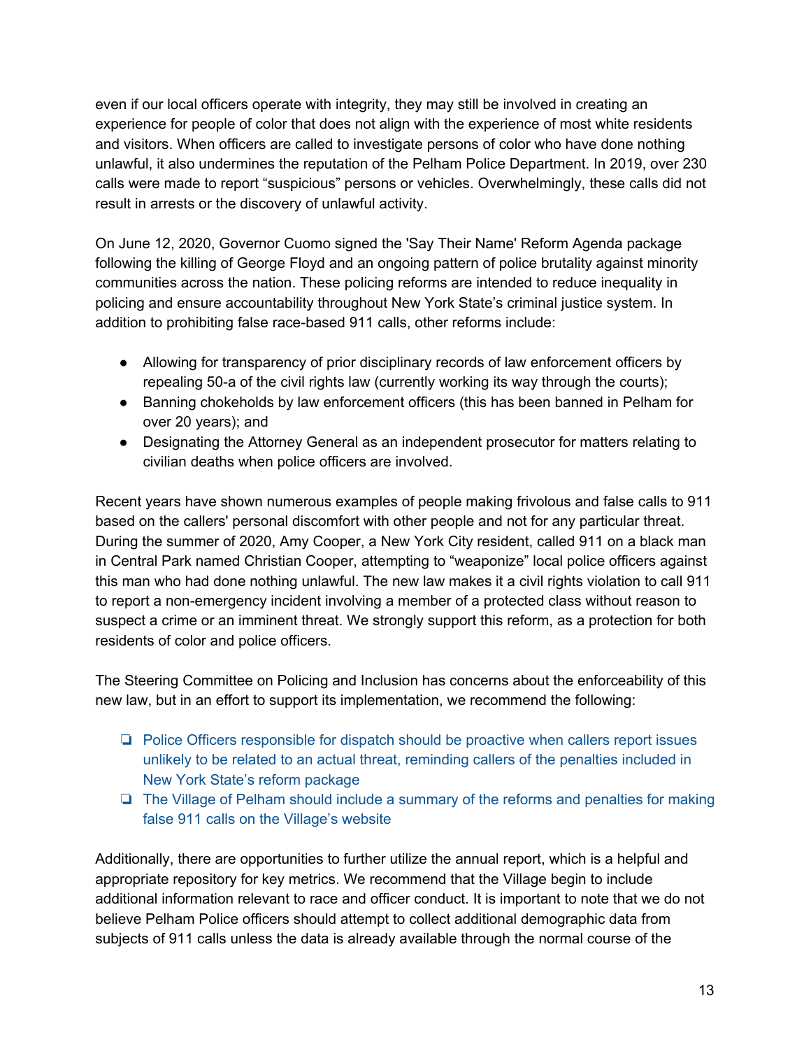even if our local officers operate with integrity, they may still be involved in creating an experience for people of color that does not align with the experience of most white residents and visitors. When officers are called to investigate persons of color who have done nothing unlawful, it also undermines the reputation of the Pelham Police Department. In 2019, over 230 calls were made to report "suspicious" persons or vehicles. Overwhelmingly, these calls did not result in arrests or the discovery of unlawful activity.

On June 12, 2020, Governor Cuomo signed the 'Say Their Name' Reform Agenda package following the killing of George Floyd and an ongoing pattern of police brutality against minority communities across the nation. These policing reforms are intended to reduce inequality in policing and ensure accountability throughout New York State's criminal justice system. In addition to prohibiting false race-based 911 calls, other reforms include:

- Allowing for transparency of prior disciplinary records of law enforcement officers by repealing 50-a of the civil rights law (currently working its way through the courts);
- Banning chokeholds by law enforcement officers (this has been banned in Pelham for over 20 years); and
- Designating the Attorney General as an independent prosecutor for matters relating to civilian deaths when police officers are involved.

Recent years have shown numerous examples of people making frivolous and false calls to 911 based on the callers' personal discomfort with other people and not for any particular threat. During the summer of 2020, Amy Cooper, a New York City resident, called 911 on a black man in Central Park named Christian Cooper, attempting to "weaponize" local police officers against this man who had done nothing unlawful. The new law makes it a civil rights violation to call 911 to report a non-emergency incident involving a member of a protected class without reason to suspect a crime or an imminent threat. We strongly support this reform, as a protection for both residents of color and police officers.

The Steering Committee on Policing and Inclusion has concerns about the enforceability of this new law, but in an effort to support its implementation, we recommend the following:

- [ ] Police Officers responsible for dispatch should be proactive when callers report issues unlikely to be related to an actual threat, reminding callers of the penalties included in New York State's reform package
- [ ] The Village of Pelham should include a summary of the reforms and penalties for making false 911 calls on the Village's website

Additionally, there are opportunities to further utilize the annual report, which is a helpful and appropriate repository for key metrics. We recommend that the Village begin to include additional information relevant to race and officer conduct. It is important to note that we do not believe Pelham Police officers should attempt to collect additional demographic data from subjects of 911 calls unless the data is already available through the normal course of the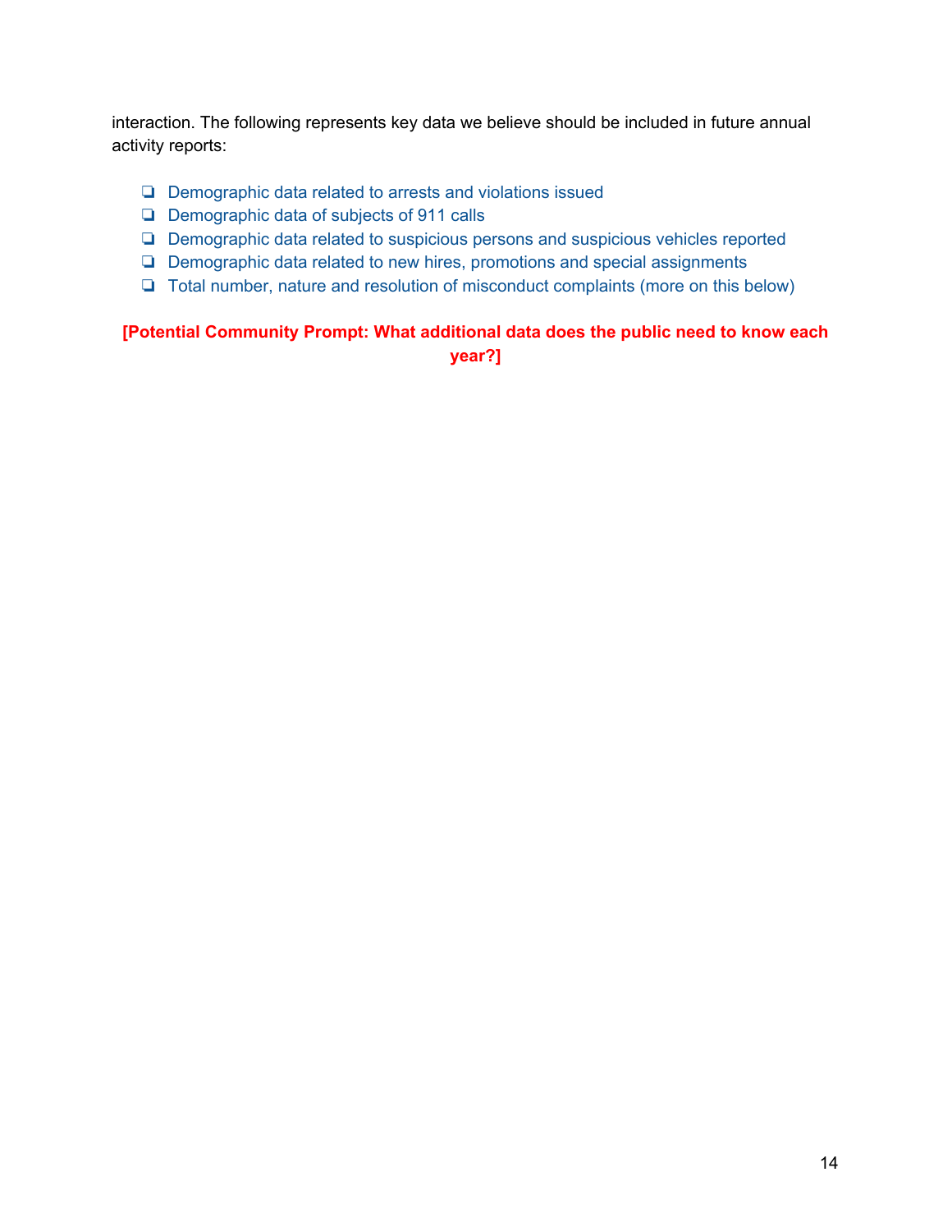interaction. The following represents key data we believe should be included in future annual activity reports:

- Demographic data related to arrests and violations issued
- Demographic data of subjects of 911 calls
- Demographic data related to suspicious persons and suspicious vehicles reported
- Demographic data related to new hires, promotions and special assignments
- Total number, nature and resolution of misconduct complaints (more on this below)

**[Potential Community Prompt: What additional data does the public need to know each year?]**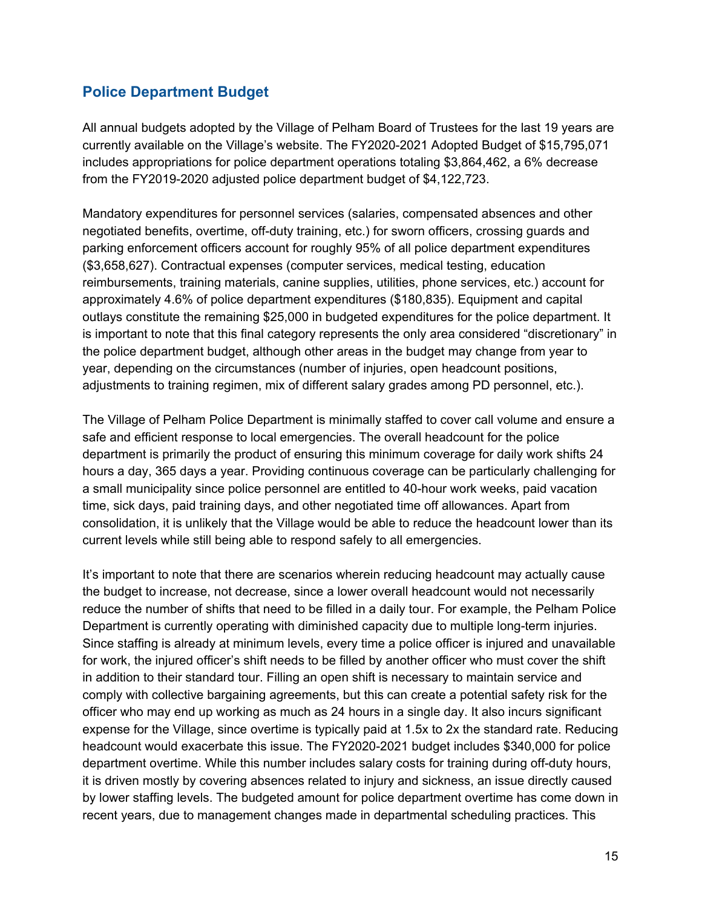## Police Department Budget

All annual budgets adopted by the Village of Pelham Board of Trustees for the last 19 years are currently available on the Village's website. The FY2020-2021 Adopted Budget of $15,795,071 includes appropriations for police department operations totaling $3,864,462, a 6% decrease from the FY2019-2020 adjusted police department budget of $4,122,723.

Mandatory expenditures for personnel services (salaries, compensated absences and other negotiated benefits, overtime, off-duty training, etc.) for sworn officers, crossing guards and parking enforcement officers account for roughly 95% of all police department expenditures ($3,658,627). Contractual expenses (computer services, medical testing, education reimbursements, training materials, canine supplies, utilities, phone services, etc.) account for approximately 4.6% of police department expenditures ($180,835). Equipment and capital outlays constitute the remaining $25,000 in budgeted expenditures for the police department. It is important to note that this final category represents the only area considered "discretionary" in the police department budget, although other areas in the budget may change from year to year, depending on the circumstances (number of injuries, open headcount positions, adjustments to training regimen, mix of different salary grades among PD personnel, etc.).

The Village of Pelham Police Department is minimally staffed to cover call volume and ensure a safe and efficient response to local emergencies. The overall headcount for the police department is primarily the product of ensuring this minimum coverage for daily work shifts 24 hours a day, 365 days a year. Providing continuous coverage can be particularly challenging for a small municipality since police personnel are entitled to 40-hour work weeks, paid vacation time, sick days, paid training days, and other negotiated time off allowances. Apart from consolidation, it is unlikely that the Village would be able to reduce the headcount lower than its current levels while still being able to respond safely to all emergencies.

It's important to note that there are scenarios wherein reducing headcount may actually cause the budget to increase, not decrease, since a lower overall headcount would not necessarily reduce the number of shifts that need to be filled in a daily tour. For example, the Pelham Police Department is currently operating with diminished capacity due to multiple long-term injuries. Since staffing is already at minimum levels, every time a police officer is injured and unavailable for work, the injured officer's shift needs to be filled by another officer who must cover the shift in addition to their standard tour. Filling an open shift is necessary to maintain service and comply with collective bargaining agreements, but this can create a potential safety risk for the officer who may end up working as much as 24 hours in a single day. It also incurs significant expense for the Village, since overtime is typically paid at 1.5x to 2x the standard rate. Reducing headcount would exacerbate this issue. The FY2020-2021 budget includes $340,000 for police department overtime. While this number includes salary costs for training during off-duty hours, it is driven mostly by covering absences related to injury and sickness, an issue directly caused by lower staffing levels. The budgeted amount for police department overtime has come down in recent years, due to management changes made in departmental scheduling practices. This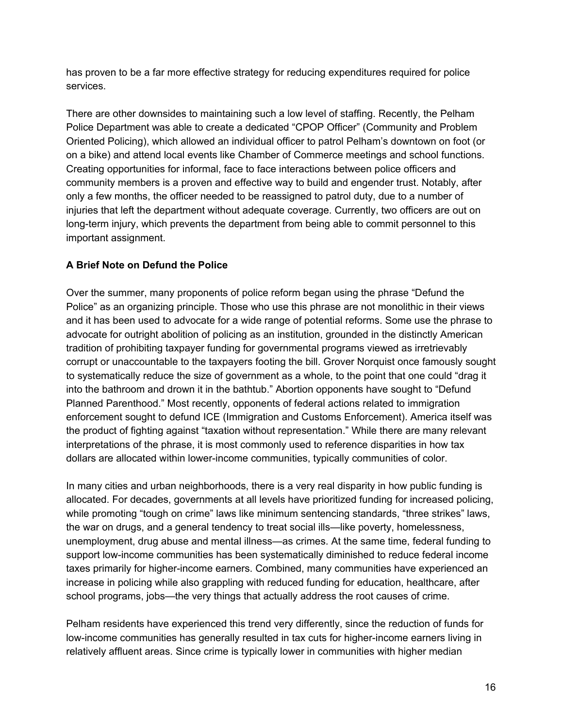has proven to be a far more effective strategy for reducing expenditures required for police services.

There are other downsides to maintaining such a low level of staffing. Recently, the Pelham Police Department was able to create a dedicated “CPOP Officer” (Community and Problem Oriented Policing), which allowed an individual officer to patrol Pelham’s downtown on foot (or on a bike) and attend local events like Chamber of Commerce meetings and school functions. Creating opportunities for informal, face to face interactions between police officers and community members is a proven and effective way to build and engender trust. Notably, after only a few months, the officer needed to be reassigned to patrol duty, due to a number of injuries that left the department without adequate coverage. Currently, two officers are out on long-term injury, which prevents the department from being able to commit personnel to this important assignment.

**A Brief Note on Defund the Police**

Over the summer, many proponents of police reform began using the phrase “Defund the Police” as an organizing principle. Those who use this phrase are not monolithic in their views and it has been used to advocate for a wide range of potential reforms. Some use the phrase to advocate for outright abolition of policing as an institution, grounded in the distinctly American tradition of prohibiting taxpayer funding for governmental programs viewed as irretrievably corrupt or unaccountable to the taxpayers footing the bill. Grover Norquist once famously sought to systematically reduce the size of government as a whole, to the point that one could “drag it into the bathroom and drown it in the bathtub.” Abortion opponents have sought to “Defund Planned Parenthood.” Most recently, opponents of federal actions related to immigration enforcement sought to defund ICE (Immigration and Customs Enforcement). America itself was the product of fighting against “taxation without representation.” While there are many relevant interpretations of the phrase, it is most commonly used to reference disparities in how tax dollars are allocated within lower-income communities, typically communities of color.

In many cities and urban neighborhoods, there is a very real disparity in how public funding is allocated. For decades, governments at all levels have prioritized funding for increased policing, while promoting “tough on crime” laws like minimum sentencing standards, “three strikes” laws, the war on drugs, and a general tendency to treat social ills—like poverty, homelessness, unemployment, drug abuse and mental illness—as crimes. At the same time, federal funding to support low-income communities has been systematically diminished to reduce federal income taxes primarily for higher-income earners. Combined, many communities have experienced an increase in policing while also grappling with reduced funding for education, healthcare, after school programs, jobs—the very things that actually address the root causes of crime.

Pelham residents have experienced this trend very differently, since the reduction of funds for low-income communities has generally resulted in tax cuts for higher-income earners living in relatively affluent areas. Since crime is typically lower in communities with higher median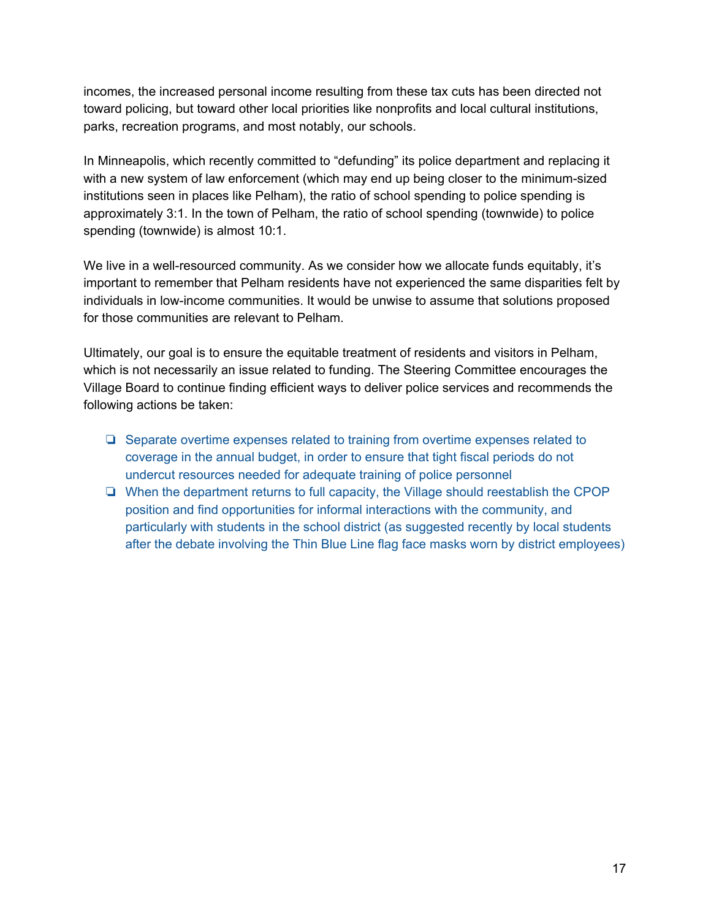incomes, the increased personal income resulting from these tax cuts has been directed not toward policing, but toward other local priorities like nonprofits and local cultural institutions, parks, recreation programs, and most notably, our schools.

In Minneapolis, which recently committed to "defunding" its police department and replacing it with a new system of law enforcement (which may end up being closer to the minimum-sized institutions seen in places like Pelham), the ratio of school spending to police spending is approximately 3:1. In the town of Pelham, the ratio of school spending (townwide) to police spending (townwide) is almost 10:1.

We live in a well-resourced community. As we consider how we allocate funds equitably, it's important to remember that Pelham residents have not experienced the same disparities felt by individuals in low-income communities. It would be unwise to assume that solutions proposed for those communities are relevant to Pelham.

Ultimately, our goal is to ensure the equitable treatment of residents and visitors in Pelham, which is not necessarily an issue related to funding. The Steering Committee encourages the Village Board to continue finding efficient ways to deliver police services and recommends the following actions be taken:

- ❏ Separate overtime expenses related to training from overtime expenses related to coverage in the annual budget, in order to ensure that tight fiscal periods do not undercut resources needed for adequate training of police personnel
- ❏ When the department returns to full capacity, the Village should reestablish the CPOP position and find opportunities for informal interactions with the community, and particularly with students in the school district (as suggested recently by local students after the debate involving the Thin Blue Line flag face masks worn by district employees)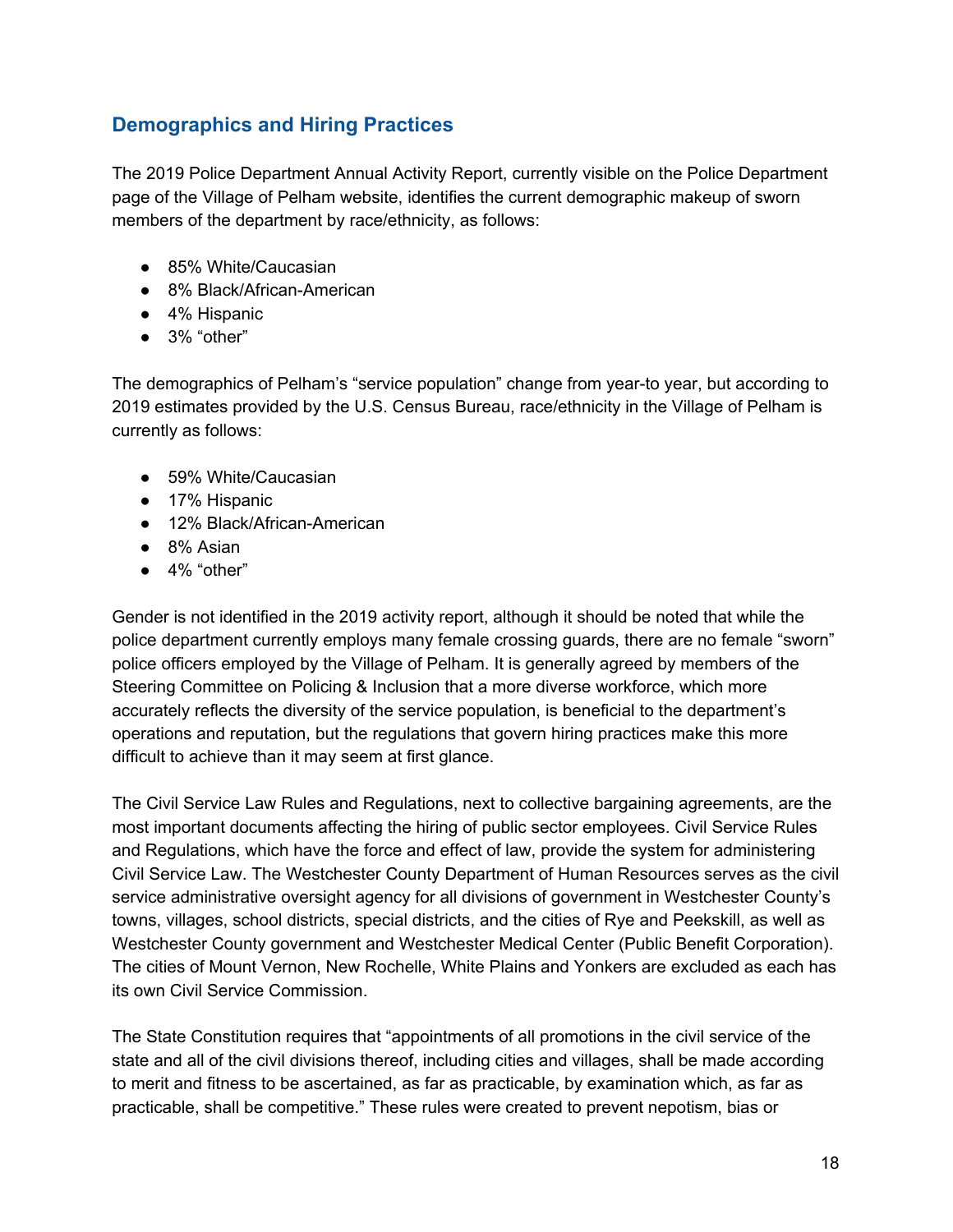## Demographics and Hiring Practices

The 2019 Police Department Annual Activity Report, currently visible on the Police Department page of the Village of Pelham website, identifies the current demographic makeup of sworn members of the department by race/ethnicity, as follows:

- 85% White/Caucasian
- 8% Black/African-American
- 4% Hispanic
- 3% "other"

The demographics of Pelham's "service population" change from year-to year, but according to 2019 estimates provided by the U.S. Census Bureau, race/ethnicity in the Village of Pelham is currently as follows:

- 59% White/Caucasian
- 17% Hispanic
- 12% Black/African-American
- 8% Asian
- 4% "other"

Gender is not identified in the 2019 activity report, although it should be noted that while the police department currently employs many female crossing guards, there are no female "sworn" police officers employed by the Village of Pelham. It is generally agreed by members of the Steering Committee on Policing & Inclusion that a more diverse workforce, which more accurately reflects the diversity of the service population, is beneficial to the department's operations and reputation, but the regulations that govern hiring practices make this more difficult to achieve than it may seem at first glance.

The Civil Service Law Rules and Regulations, next to collective bargaining agreements, are the most important documents affecting the hiring of public sector employees. Civil Service Rules and Regulations, which have the force and effect of law, provide the system for administering Civil Service Law. The Westchester County Department of Human Resources serves as the civil service administrative oversight agency for all divisions of government in Westchester County's towns, villages, school districts, special districts, and the cities of Rye and Peekskill, as well as Westchester County government and Westchester Medical Center (Public Benefit Corporation). The cities of Mount Vernon, New Rochelle, White Plains and Yonkers are excluded as each has its own Civil Service Commission.

The State Constitution requires that "appointments of all promotions in the civil service of the state and all of the civil divisions thereof, including cities and villages, shall be made according to merit and fitness to be ascertained, as far as practicable, by examination which, as far as practicable, shall be competitive." These rules were created to prevent nepotism, bias or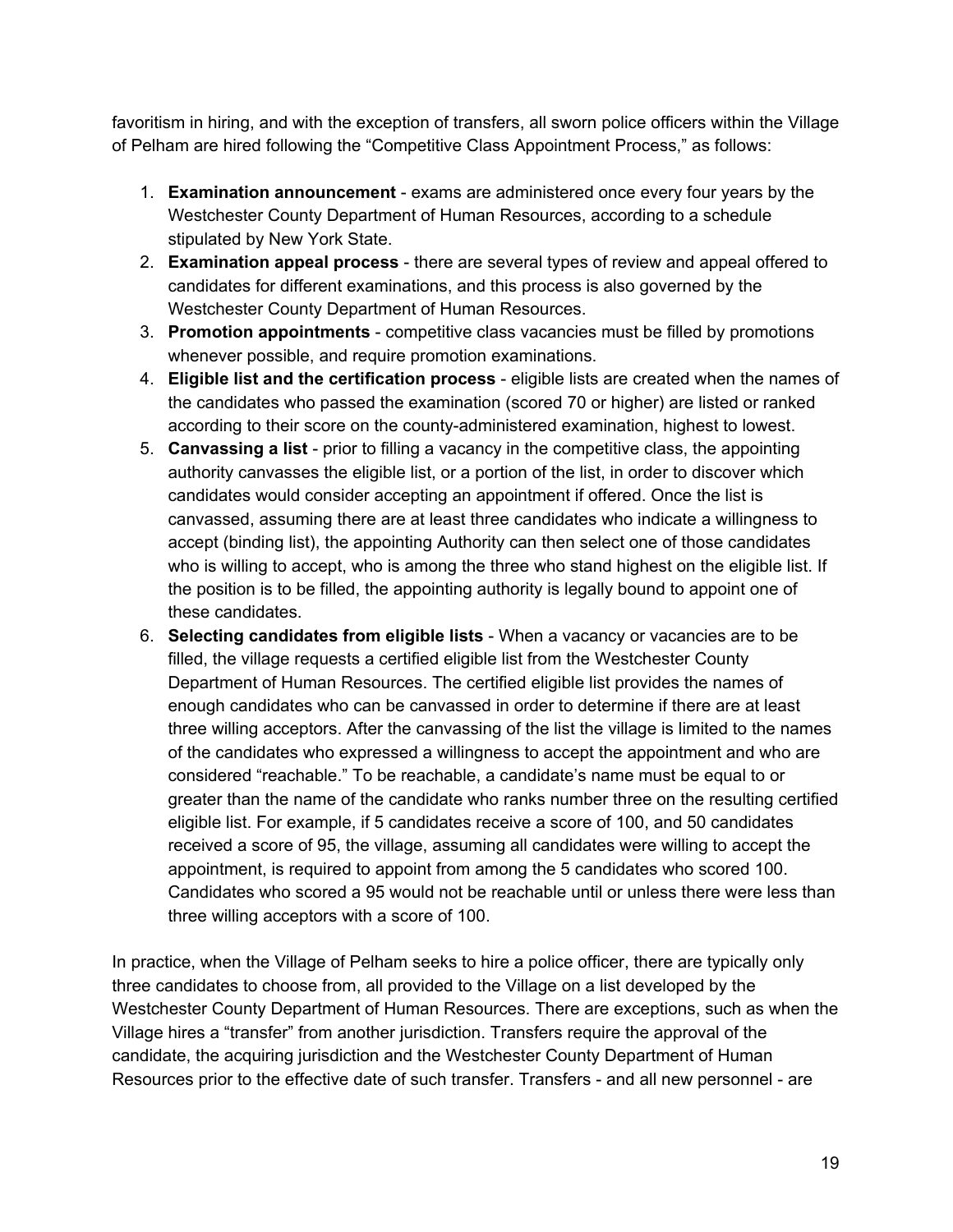favoritism in hiring, and with the exception of transfers, all sworn police officers within the Village of Pelham are hired following the "Competitive Class Appointment Process," as follows:

1. **Examination announcement** - exams are administered once every four years by the Westchester County Department of Human Resources, according to a schedule stipulated by New York State.
2. **Examination appeal process** - there are several types of review and appeal offered to candidates for different examinations, and this process is also governed by the Westchester County Department of Human Resources.
3. **Promotion appointments** - competitive class vacancies must be filled by promotions whenever possible, and require promotion examinations.
4. **Eligible list and the certification process** - eligible lists are created when the names of the candidates who passed the examination (scored 70 or higher) are listed or ranked according to their score on the county-administered examination, highest to lowest.
5. **Canvassing a list** - prior to filling a vacancy in the competitive class, the appointing authority canvasses the eligible list, or a portion of the list, in order to discover which candidates would consider accepting an appointment if offered. Once the list is canvassed, assuming there are at least three candidates who indicate a willingness to accept (binding list), the appointing Authority can then select one of those candidates who is willing to accept, who is among the three who stand highest on the eligible list. If the position is to be filled, the appointing authority is legally bound to appoint one of these candidates.
6. **Selecting candidates from eligible lists** - When a vacancy or vacancies are to be filled, the village requests a certified eligible list from the Westchester County Department of Human Resources. The certified eligible list provides the names of enough candidates who can be canvassed in order to determine if there are at least three willing acceptors. After the canvassing of the list the village is limited to the names of the candidates who expressed a willingness to accept the appointment and who are considered "reachable." To be reachable, a candidate's name must be equal to or greater than the name of the candidate who ranks number three on the resulting certified eligible list. For example, if 5 candidates receive a score of 100, and 50 candidates received a score of 95, the village, assuming all candidates were willing to accept the appointment, is required to appoint from among the 5 candidates who scored 100. Candidates who scored a 95 would not be reachable until or unless there were less than three willing acceptors with a score of 100.

In practice, when the Village of Pelham seeks to hire a police officer, there are typically only three candidates to choose from, all provided to the Village on a list developed by the Westchester County Department of Human Resources. There are exceptions, such as when the Village hires a "transfer" from another jurisdiction. Transfers require the approval of the candidate, the acquiring jurisdiction and the Westchester County Department of Human Resources prior to the effective date of such transfer. Transfers - and all new personnel - are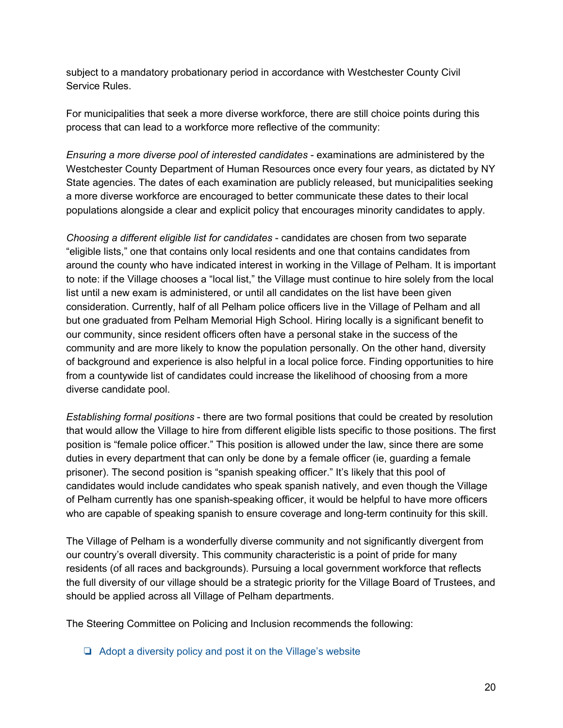subject to a mandatory probationary period in accordance with Westchester County Civil Service Rules.

For municipalities that seek a more diverse workforce, there are still choice points during this process that can lead to a workforce more reflective of the community:

*Ensuring a more diverse pool of interested candidates* - examinations are administered by the Westchester County Department of Human Resources once every four years, as dictated by NY State agencies. The dates of each examination are publicly released, but municipalities seeking a more diverse workforce are encouraged to better communicate these dates to their local populations alongside a clear and explicit policy that encourages minority candidates to apply.

*Choosing a different eligible list for candidates* - candidates are chosen from two separate "eligible lists," one that contains only local residents and one that contains candidates from around the county who have indicated interest in working in the Village of Pelham. It is important to note: if the Village chooses a "local list," the Village must continue to hire solely from the local list until a new exam is administered, or until all candidates on the list have been given consideration. Currently, half of all Pelham police officers live in the Village of Pelham and all but one graduated from Pelham Memorial High School. Hiring locally is a significant benefit to our community, since resident officers often have a personal stake in the success of the community and are more likely to know the population personally. On the other hand, diversity of background and experience is also helpful in a local police force. Finding opportunities to hire from a countywide list of candidates could increase the likelihood of choosing from a more diverse candidate pool.

*Establishing formal positions* - there are two formal positions that could be created by resolution that would allow the Village to hire from different eligible lists specific to those positions. The first position is "female police officer." This position is allowed under the law, since there are some duties in every department that can only be done by a female officer (ie, guarding a female prisoner). The second position is "spanish speaking officer." It's likely that this pool of candidates would include candidates who speak spanish natively, and even though the Village of Pelham currently has one spanish-speaking officer, it would be helpful to have more officers who are capable of speaking spanish to ensure coverage and long-term continuity for this skill.

The Village of Pelham is a wonderfully diverse community and not significantly divergent from our country's overall diversity. This community characteristic is a point of pride for many residents (of all races and backgrounds). Pursuing a local government workforce that reflects the full diversity of our village should be a strategic priority for the Village Board of Trustees, and should be applied across all Village of Pelham departments.

The Steering Committee on Policing and Inclusion recommends the following:

- [ ] Adopt a diversity policy and post it on the Village's website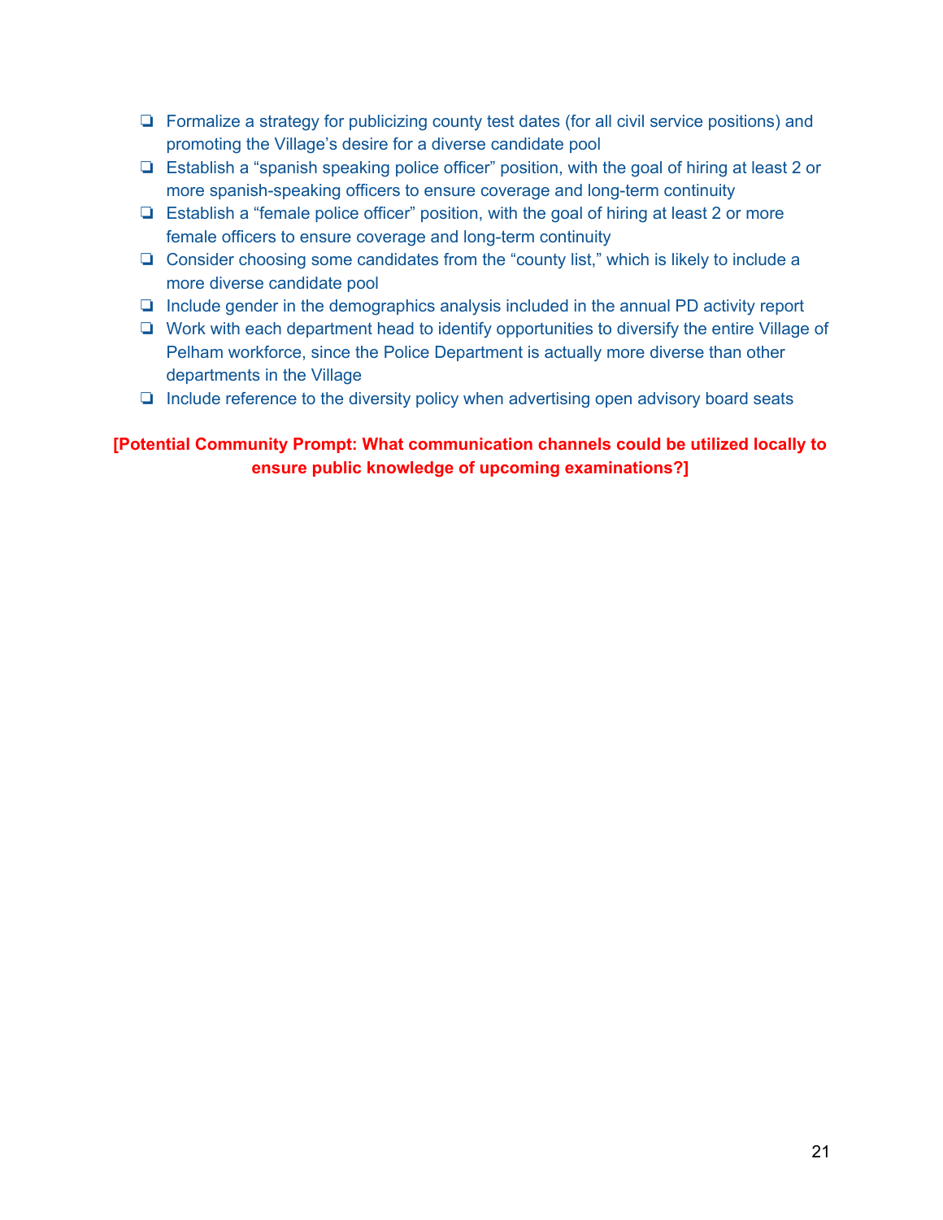- [ ] Formalize a strategy for publicizing county test dates (for all civil service positions) and promoting the Village's desire for a diverse candidate pool
- [ ] Establish a "spanish speaking police officer" position, with the goal of hiring at least 2 or more spanish-speaking officers to ensure coverage and long-term continuity
- [ ] Establish a "female police officer" position, with the goal of hiring at least 2 or more female officers to ensure coverage and long-term continuity
- [ ] Consider choosing some candidates from the "county list," which is likely to include a more diverse candidate pool
- [ ] Include gender in the demographics analysis included in the annual PD activity report
- [ ] Work with each department head to identify opportunities to diversify the entire Village of Pelham workforce, since the Police Department is actually more diverse than other departments in the Village
- [ ] Include reference to the diversity policy when advertising open advisory board seats

**[Potential Community Prompt: What communication channels could be utilized locally to ensure public knowledge of upcoming examinations?]**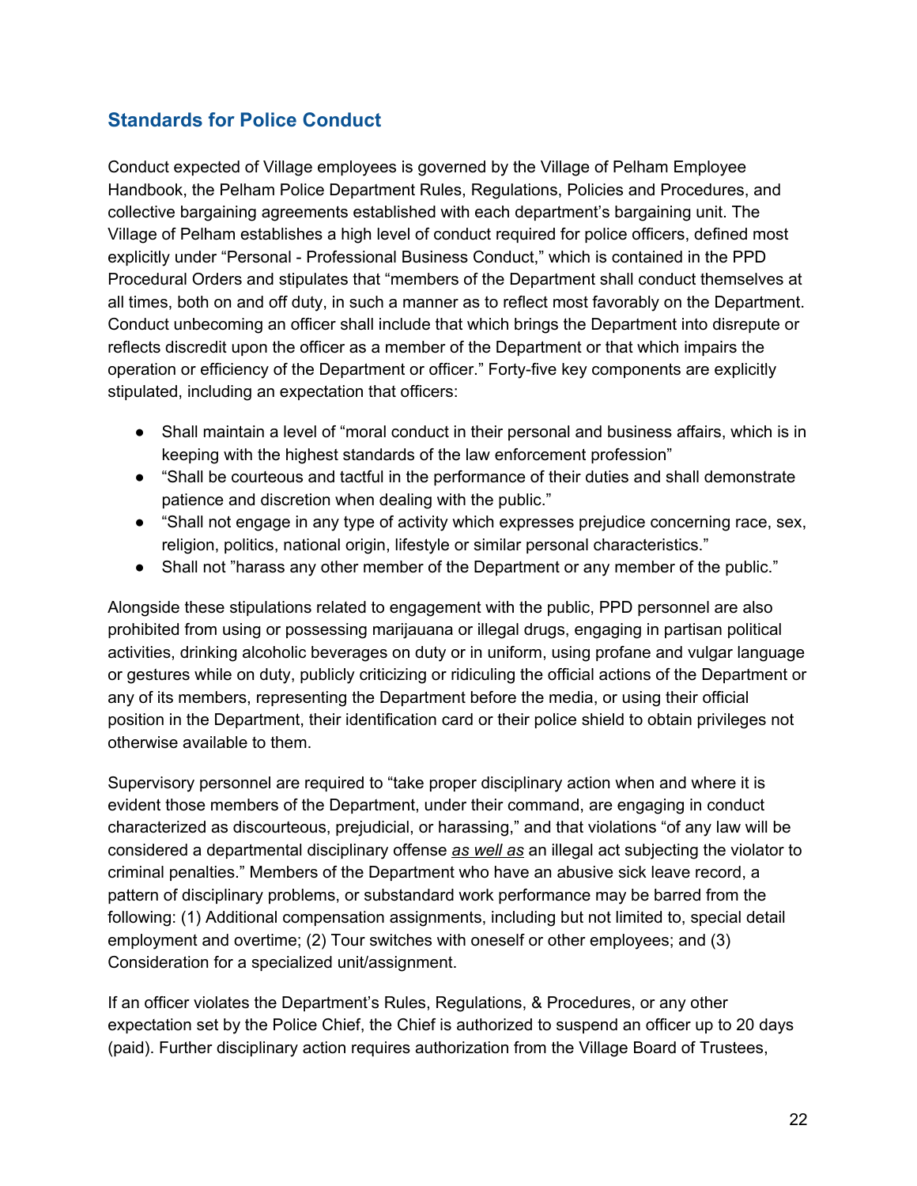## Standards for Police Conduct

Conduct expected of Village employees is governed by the Village of Pelham Employee Handbook, the Pelham Police Department Rules, Regulations, Policies and Procedures, and collective bargaining agreements established with each department's bargaining unit. The Village of Pelham establishes a high level of conduct required for police officers, defined most explicitly under "Personal - Professional Business Conduct," which is contained in the PPD Procedural Orders and stipulates that "members of the Department shall conduct themselves at all times, both on and off duty, in such a manner as to reflect most favorably on the Department. Conduct unbecoming an officer shall include that which brings the Department into disrepute or reflects discredit upon the officer as a member of the Department or that which impairs the operation or efficiency of the Department or officer." Forty-five key components are explicitly stipulated, including an expectation that officers:

- Shall maintain a level of "moral conduct in their personal and business affairs, which is in keeping with the highest standards of the law enforcement profession"
- "Shall be courteous and tactful in the performance of their duties and shall demonstrate patience and discretion when dealing with the public."
- "Shall not engage in any type of activity which expresses prejudice concerning race, sex, religion, politics, national origin, lifestyle or similar personal characteristics."
- Shall not "harass any other member of the Department or any member of the public."

Alongside these stipulations related to engagement with the public, PPD personnel are also prohibited from using or possessing marijauana or illegal drugs, engaging in partisan political activities, drinking alcoholic beverages on duty or in uniform, using profane and vulgar language or gestures while on duty, publicly criticizing or ridiculing the official actions of the Department or any of its members, representing the Department before the media, or using their official position in the Department, their identification card or their police shield to obtain privileges not otherwise available to them.

Supervisory personnel are required to "take proper disciplinary action when and where it is evident those members of the Department, under their command, are engaging in conduct characterized as discourteous, prejudicial, or harassing," and that violations "of any law will be considered a departmental disciplinary offense <u>*as well as*</u> an illegal act subjecting the violator to criminal penalties." Members of the Department who have an abusive sick leave record, a pattern of disciplinary problems, or substandard work performance may be barred from the following: (1) Additional compensation assignments, including but not limited to, special detail employment and overtime; (2) Tour switches with oneself or other employees; and (3) Consideration for a specialized unit/assignment.

If an officer violates the Department's Rules, Regulations, & Procedures, or any other expectation set by the Police Chief, the Chief is authorized to suspend an officer up to 20 days (paid). Further disciplinary action requires authorization from the Village Board of Trustees,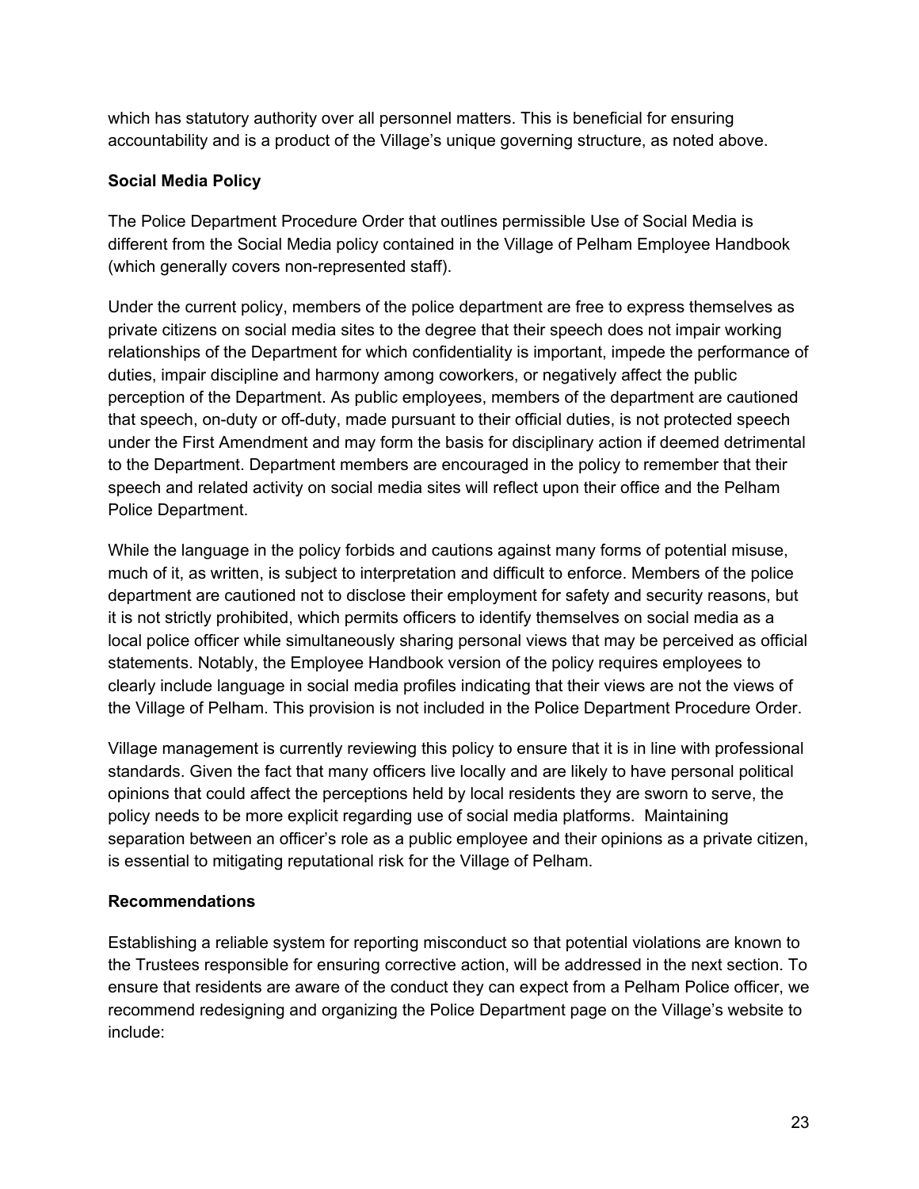which has statutory authority over all personnel matters. This is beneficial for ensuring accountability and is a product of the Village's unique governing structure, as noted above.

**Social Media Policy**

The Police Department Procedure Order that outlines permissible Use of Social Media is different from the Social Media policy contained in the Village of Pelham Employee Handbook (which generally covers non-represented staff).

Under the current policy, members of the police department are free to express themselves as private citizens on social media sites to the degree that their speech does not impair working relationships of the Department for which confidentiality is important, impede the performance of duties, impair discipline and harmony among coworkers, or negatively affect the public perception of the Department. As public employees, members of the department are cautioned that speech, on-duty or off-duty, made pursuant to their official duties, is not protected speech under the First Amendment and may form the basis for disciplinary action if deemed detrimental to the Department. Department members are encouraged in the policy to remember that their speech and related activity on social media sites will reflect upon their office and the Pelham Police Department.

While the language in the policy forbids and cautions against many forms of potential misuse, much of it, as written, is subject to interpretation and difficult to enforce. Members of the police department are cautioned not to disclose their employment for safety and security reasons, but it is not strictly prohibited, which permits officers to identify themselves on social media as a local police officer while simultaneously sharing personal views that may be perceived as official statements. Notably, the Employee Handbook version of the policy requires employees to clearly include language in social media profiles indicating that their views are not the views of the Village of Pelham. This provision is not included in the Police Department Procedure Order.

Village management is currently reviewing this policy to ensure that it is in line with professional standards. Given the fact that many officers live locally and are likely to have personal political opinions that could affect the perceptions held by local residents they are sworn to serve, the policy needs to be more explicit regarding use of social media platforms. Maintaining separation between an officer's role as a public employee and their opinions as a private citizen, is essential to mitigating reputational risk for the Village of Pelham.

**Recommendations**

Establishing a reliable system for reporting misconduct so that potential violations are known to the Trustees responsible for ensuring corrective action, will be addressed in the next section. To ensure that residents are aware of the conduct they can expect from a Pelham Police officer, we recommend redesigning and organizing the Police Department page on the Village's website to include: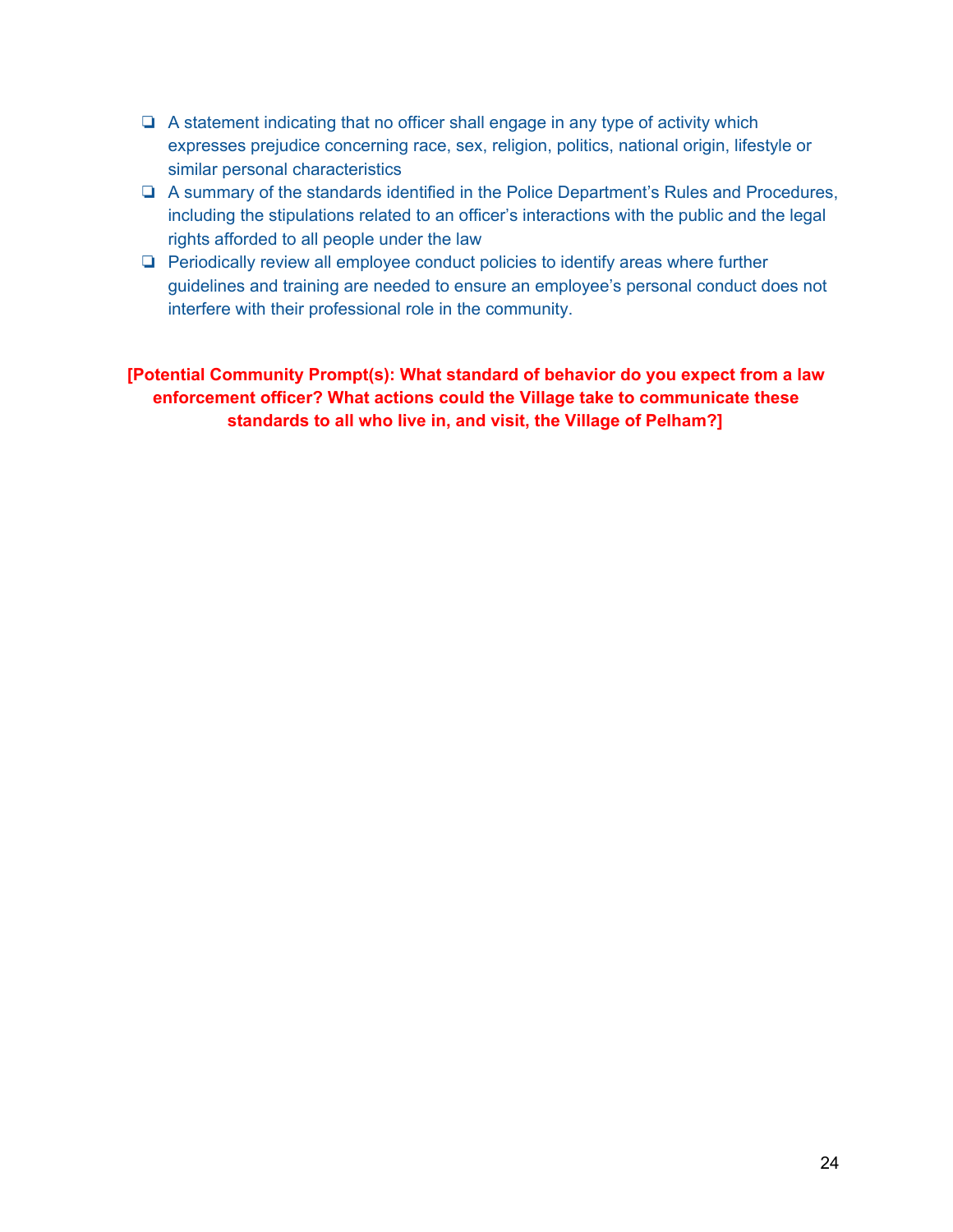- A statement indicating that no officer shall engage in any type of activity which expresses prejudice concerning race, sex, religion, politics, national origin, lifestyle or similar personal characteristics
- A summary of the standards identified in the Police Department's Rules and Procedures, including the stipulations related to an officer's interactions with the public and the legal rights afforded to all people under the law
- Periodically review all employee conduct policies to identify areas where further guidelines and training are needed to ensure an employee's personal conduct does not interfere with their professional role in the community.

**[Potential Community Prompt(s): What standard of behavior do you expect from a law enforcement officer? What actions could the Village take to communicate these standards to all who live in, and visit, the Village of Pelham?]**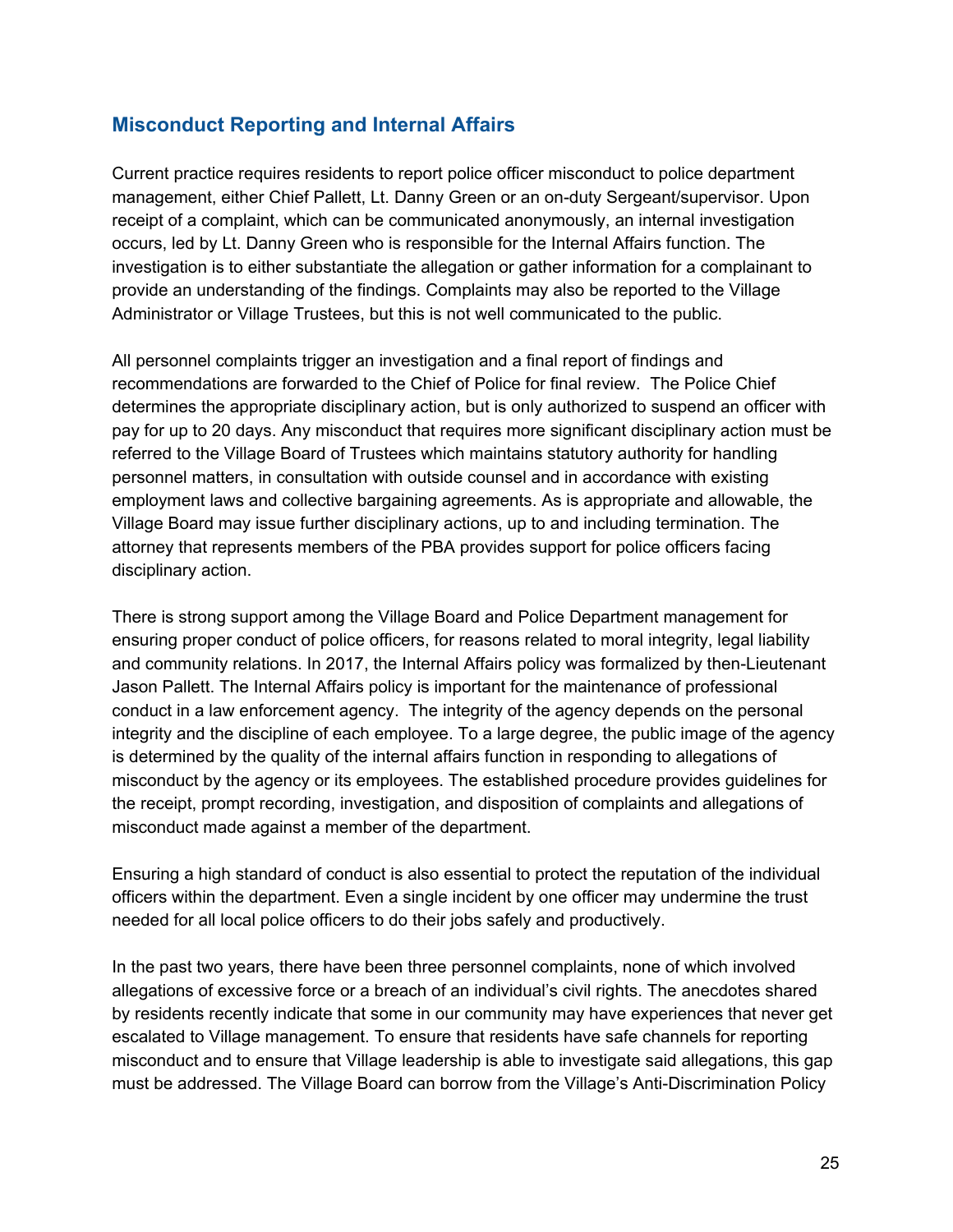## Misconduct Reporting and Internal Affairs

Current practice requires residents to report police officer misconduct to police department management, either Chief Pallett, Lt. Danny Green or an on-duty Sergeant/supervisor. Upon receipt of a complaint, which can be communicated anonymously, an internal investigation occurs, led by Lt. Danny Green who is responsible for the Internal Affairs function. The investigation is to either substantiate the allegation or gather information for a complainant to provide an understanding of the findings. Complaints may also be reported to the Village Administrator or Village Trustees, but this is not well communicated to the public.

All personnel complaints trigger an investigation and a final report of findings and recommendations are forwarded to the Chief of Police for final review. The Police Chief determines the appropriate disciplinary action, but is only authorized to suspend an officer with pay for up to 20 days. Any misconduct that requires more significant disciplinary action must be referred to the Village Board of Trustees which maintains statutory authority for handling personnel matters, in consultation with outside counsel and in accordance with existing employment laws and collective bargaining agreements. As is appropriate and allowable, the Village Board may issue further disciplinary actions, up to and including termination. The attorney that represents members of the PBA provides support for police officers facing disciplinary action.

There is strong support among the Village Board and Police Department management for ensuring proper conduct of police officers, for reasons related to moral integrity, legal liability and community relations. In 2017, the Internal Affairs policy was formalized by then-Lieutenant Jason Pallett. The Internal Affairs policy is important for the maintenance of professional conduct in a law enforcement agency. The integrity of the agency depends on the personal integrity and the discipline of each employee. To a large degree, the public image of the agency is determined by the quality of the internal affairs function in responding to allegations of misconduct by the agency or its employees. The established procedure provides guidelines for the receipt, prompt recording, investigation, and disposition of complaints and allegations of misconduct made against a member of the department.

Ensuring a high standard of conduct is also essential to protect the reputation of the individual officers within the department. Even a single incident by one officer may undermine the trust needed for all local police officers to do their jobs safely and productively.

In the past two years, there have been three personnel complaints, none of which involved allegations of excessive force or a breach of an individual's civil rights. The anecdotes shared by residents recently indicate that some in our community may have experiences that never get escalated to Village management. To ensure that residents have safe channels for reporting misconduct and to ensure that Village leadership is able to investigate said allegations, this gap must be addressed. The Village Board can borrow from the Village's Anti-Discrimination Policy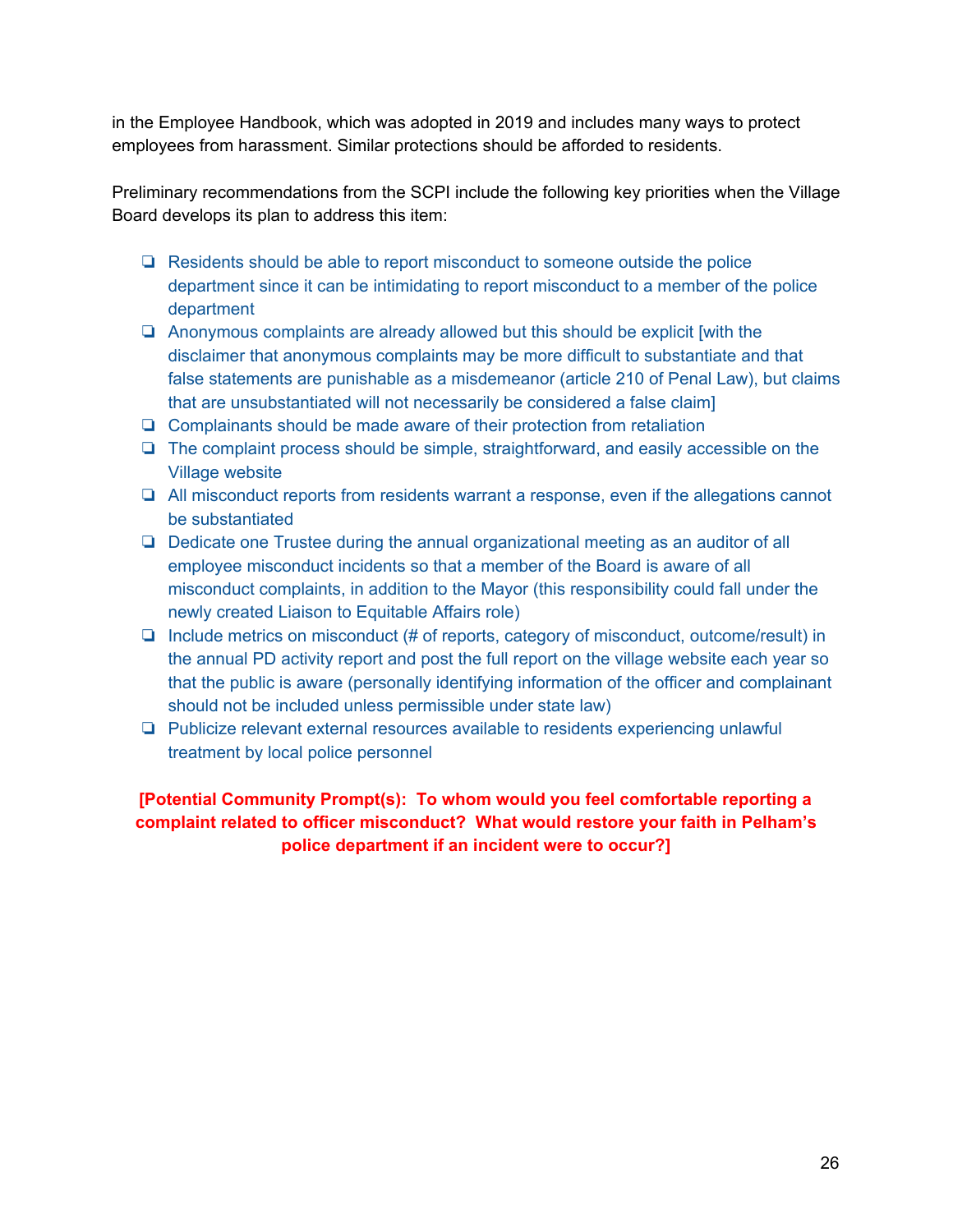in the Employee Handbook, which was adopted in 2019 and includes many ways to protect employees from harassment. Similar protections should be afforded to residents.

Preliminary recommendations from the SCPI include the following key priorities when the Village Board develops its plan to address this item:

- Residents should be able to report misconduct to someone outside the police department since it can be intimidating to report misconduct to a member of the police department
- Anonymous complaints are already allowed but this should be explicit [with the disclaimer that anonymous complaints may be more difficult to substantiate and that false statements are punishable as a misdemeanor (article 210 of Penal Law), but claims that are unsubstantiated will not necessarily be considered a false claim]
- Complainants should be made aware of their protection from retaliation
- The complaint process should be simple, straightforward, and easily accessible on the Village website
- All misconduct reports from residents warrant a response, even if the allegations cannot be substantiated
- Dedicate one Trustee during the annual organizational meeting as an auditor of all employee misconduct incidents so that a member of the Board is aware of all misconduct complaints, in addition to the Mayor (this responsibility could fall under the newly created Liaison to Equitable Affairs role)
- Include metrics on misconduct (# of reports, category of misconduct, outcome/result) in the annual PD activity report and post the full report on the village website each year so that the public is aware (personally identifying information of the officer and complainant should not be included unless permissible under state law)
- Publicize relevant external resources available to residents experiencing unlawful treatment by local police personnel

**[Potential Community Prompt(s): To whom would you feel comfortable reporting a complaint related to officer misconduct? What would restore your faith in Pelham's police department if an incident were to occur?]**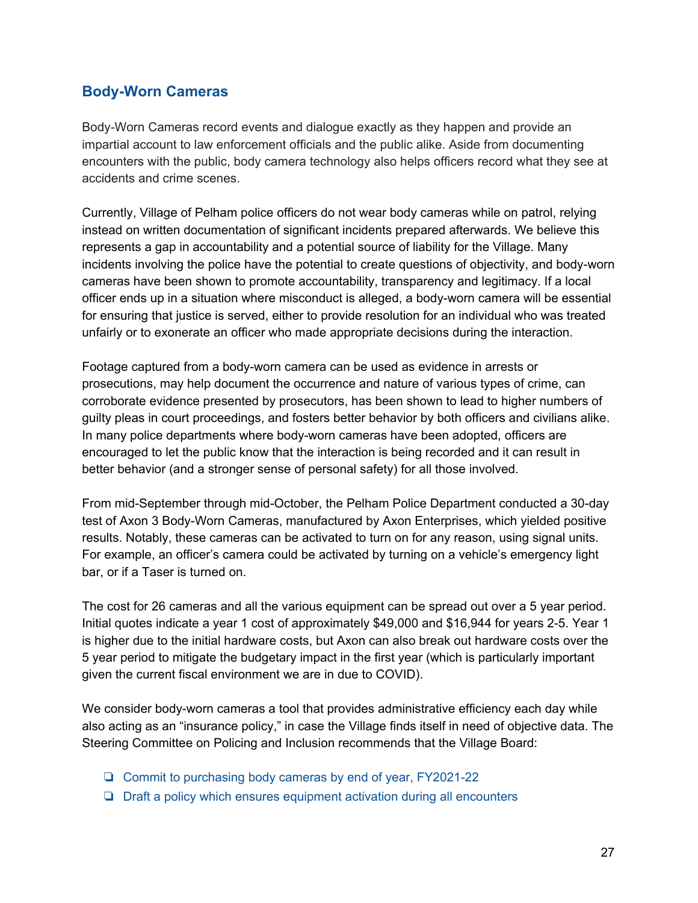## Body-Worn Cameras

Body-Worn Cameras record events and dialogue exactly as they happen and provide an impartial account to law enforcement officials and the public alike. Aside from documenting encounters with the public, body camera technology also helps officers record what they see at accidents and crime scenes.

Currently, Village of Pelham police officers do not wear body cameras while on patrol, relying instead on written documentation of significant incidents prepared afterwards. We believe this represents a gap in accountability and a potential source of liability for the Village. Many incidents involving the police have the potential to create questions of objectivity, and body-worn cameras have been shown to promote accountability, transparency and legitimacy. If a local officer ends up in a situation where misconduct is alleged, a body-worn camera will be essential for ensuring that justice is served, either to provide resolution for an individual who was treated unfairly or to exonerate an officer who made appropriate decisions during the interaction.

Footage captured from a body-worn camera can be used as evidence in arrests or prosecutions, may help document the occurrence and nature of various types of crime, can corroborate evidence presented by prosecutors, has been shown to lead to higher numbers of guilty pleas in court proceedings, and fosters better behavior by both officers and civilians alike. In many police departments where body-worn cameras have been adopted, officers are encouraged to let the public know that the interaction is being recorded and it can result in better behavior (and a stronger sense of personal safety) for all those involved.

From mid-September through mid-October, the Pelham Police Department conducted a 30-day test of Axon 3 Body-Worn Cameras, manufactured by Axon Enterprises, which yielded positive results. Notably, these cameras can be activated to turn on for any reason, using signal units. For example, an officer's camera could be activated by turning on a vehicle's emergency light bar, or if a Taser is turned on.

The cost for 26 cameras and all the various equipment can be spread out over a 5 year period. Initial quotes indicate a year 1 cost of approximately $49,000 and $16,944 for years 2-5. Year 1 is higher due to the initial hardware costs, but Axon can also break out hardware costs over the 5 year period to mitigate the budgetary impact in the first year (which is particularly important given the current fiscal environment we are in due to COVID).

We consider body-worn cameras a tool that provides administrative efficiency each day while also acting as an "insurance policy," in case the Village finds itself in need of objective data. The Steering Committee on Policing and Inclusion recommends that the Village Board:

- ❏ Commit to purchasing body cameras by end of year, FY2021-22
- ❏ Draft a policy which ensures equipment activation during all encounters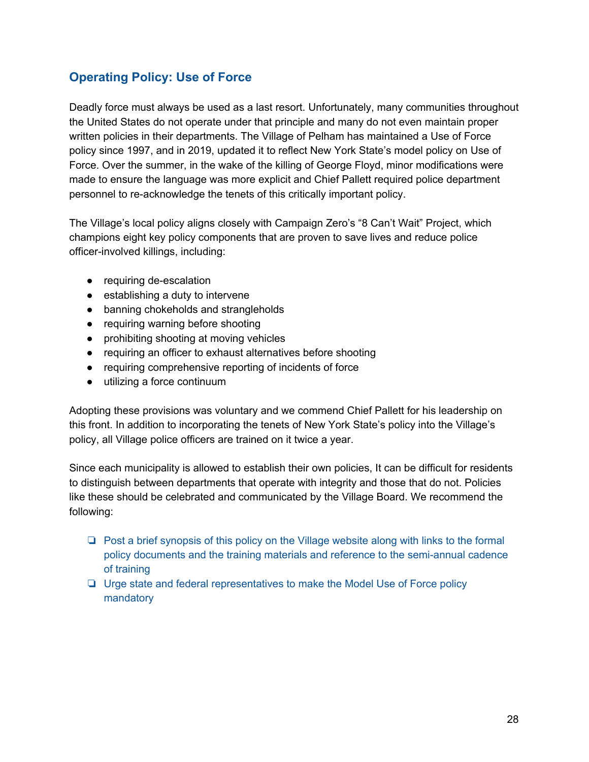## Operating Policy: Use of Force

Deadly force must always be used as a last resort. Unfortunately, many communities throughout the United States do not operate under that principle and many do not even maintain proper written policies in their departments. The Village of Pelham has maintained a Use of Force policy since 1997, and in 2019, updated it to reflect New York State's model policy on Use of Force. Over the summer, in the wake of the killing of George Floyd, minor modifications were made to ensure the language was more explicit and Chief Pallett required police department personnel to re-acknowledge the tenets of this critically important policy.

The Village's local policy aligns closely with Campaign Zero's "8 Can't Wait" Project, which champions eight key policy components that are proven to save lives and reduce police officer-involved killings, including:

- requiring de-escalation
- establishing a duty to intervene
- banning chokeholds and strangleholds
- requiring warning before shooting
- prohibiting shooting at moving vehicles
- requiring an officer to exhaust alternatives before shooting
- requiring comprehensive reporting of incidents of force
- utilizing a force continuum

Adopting these provisions was voluntary and we commend Chief Pallett for his leadership on this front. In addition to incorporating the tenets of New York State's policy into the Village's policy, all Village police officers are trained on it twice a year.

Since each municipality is allowed to establish their own policies, It can be difficult for residents to distinguish between departments that operate with integrity and those that do not. Policies like these should be celebrated and communicated by the Village Board. We recommend the following:

- [ ] Post a brief synopsis of this policy on the Village website along with links to the formal policy documents and the training materials and reference to the semi-annual cadence of training
- [ ] Urge state and federal representatives to make the Model Use of Force policy mandatory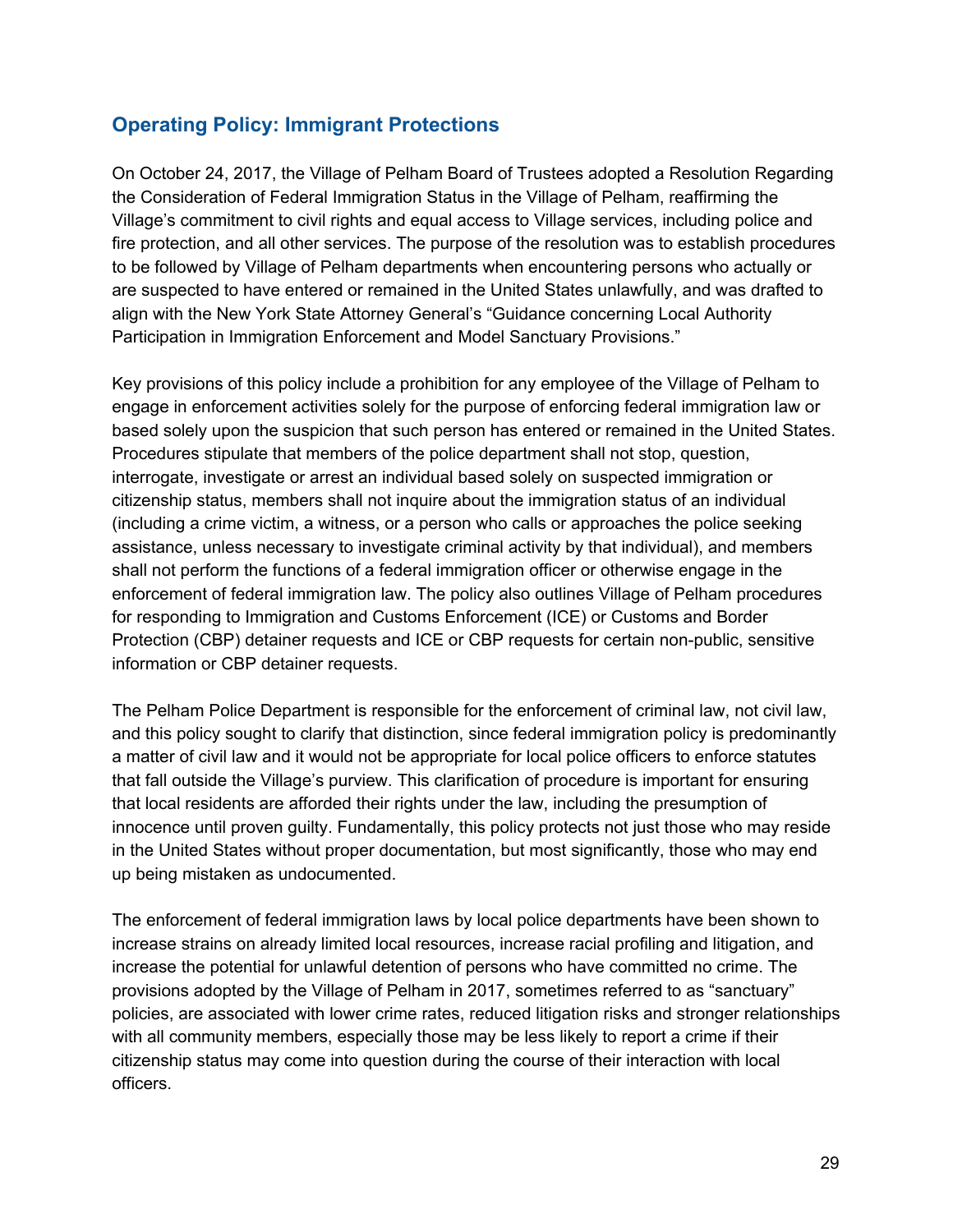## Operating Policy: Immigrant Protections

On October 24, 2017, the Village of Pelham Board of Trustees adopted a Resolution Regarding the Consideration of Federal Immigration Status in the Village of Pelham, reaffirming the Village's commitment to civil rights and equal access to Village services, including police and fire protection, and all other services. The purpose of the resolution was to establish procedures to be followed by Village of Pelham departments when encountering persons who actually or are suspected to have entered or remained in the United States unlawfully, and was drafted to align with the New York State Attorney General's "Guidance concerning Local Authority Participation in Immigration Enforcement and Model Sanctuary Provisions."

Key provisions of this policy include a prohibition for any employee of the Village of Pelham to engage in enforcement activities solely for the purpose of enforcing federal immigration law or based solely upon the suspicion that such person has entered or remained in the United States. Procedures stipulate that members of the police department shall not stop, question, interrogate, investigate or arrest an individual based solely on suspected immigration or citizenship status, members shall not inquire about the immigration status of an individual (including a crime victim, a witness, or a person who calls or approaches the police seeking assistance, unless necessary to investigate criminal activity by that individual), and members shall not perform the functions of a federal immigration officer or otherwise engage in the enforcement of federal immigration law. The policy also outlines Village of Pelham procedures for responding to Immigration and Customs Enforcement (ICE) or Customs and Border Protection (CBP) detainer requests and ICE or CBP requests for certain non-public, sensitive information or CBP detainer requests.

The Pelham Police Department is responsible for the enforcement of criminal law, not civil law, and this policy sought to clarify that distinction, since federal immigration policy is predominantly a matter of civil law and it would not be appropriate for local police officers to enforce statutes that fall outside the Village's purview. This clarification of procedure is important for ensuring that local residents are afforded their rights under the law, including the presumption of innocence until proven guilty. Fundamentally, this policy protects not just those who may reside in the United States without proper documentation, but most significantly, those who may end up being mistaken as undocumented.

The enforcement of federal immigration laws by local police departments have been shown to increase strains on already limited local resources, increase racial profiling and litigation, and increase the potential for unlawful detention of persons who have committed no crime. The provisions adopted by the Village of Pelham in 2017, sometimes referred to as "sanctuary" policies, are associated with lower crime rates, reduced litigation risks and stronger relationships with all community members, especially those may be less likely to report a crime if their citizenship status may come into question during the course of their interaction with local officers.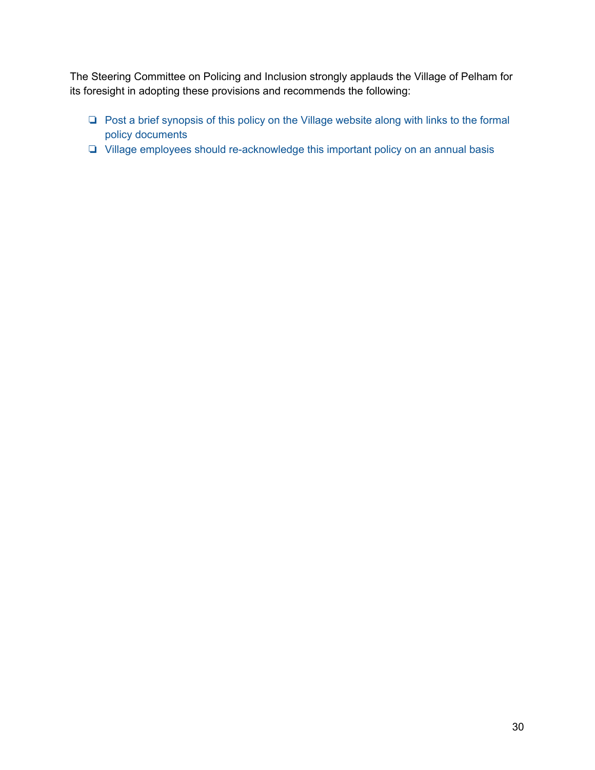The Steering Committee on Policing and Inclusion strongly applauds the Village of Pelham for its foresight in adopting these provisions and recommends the following:

- [ ] Post a brief synopsis of this policy on the Village website along with links to the formal policy documents
- [ ] Village employees should re-acknowledge this important policy on an annual basis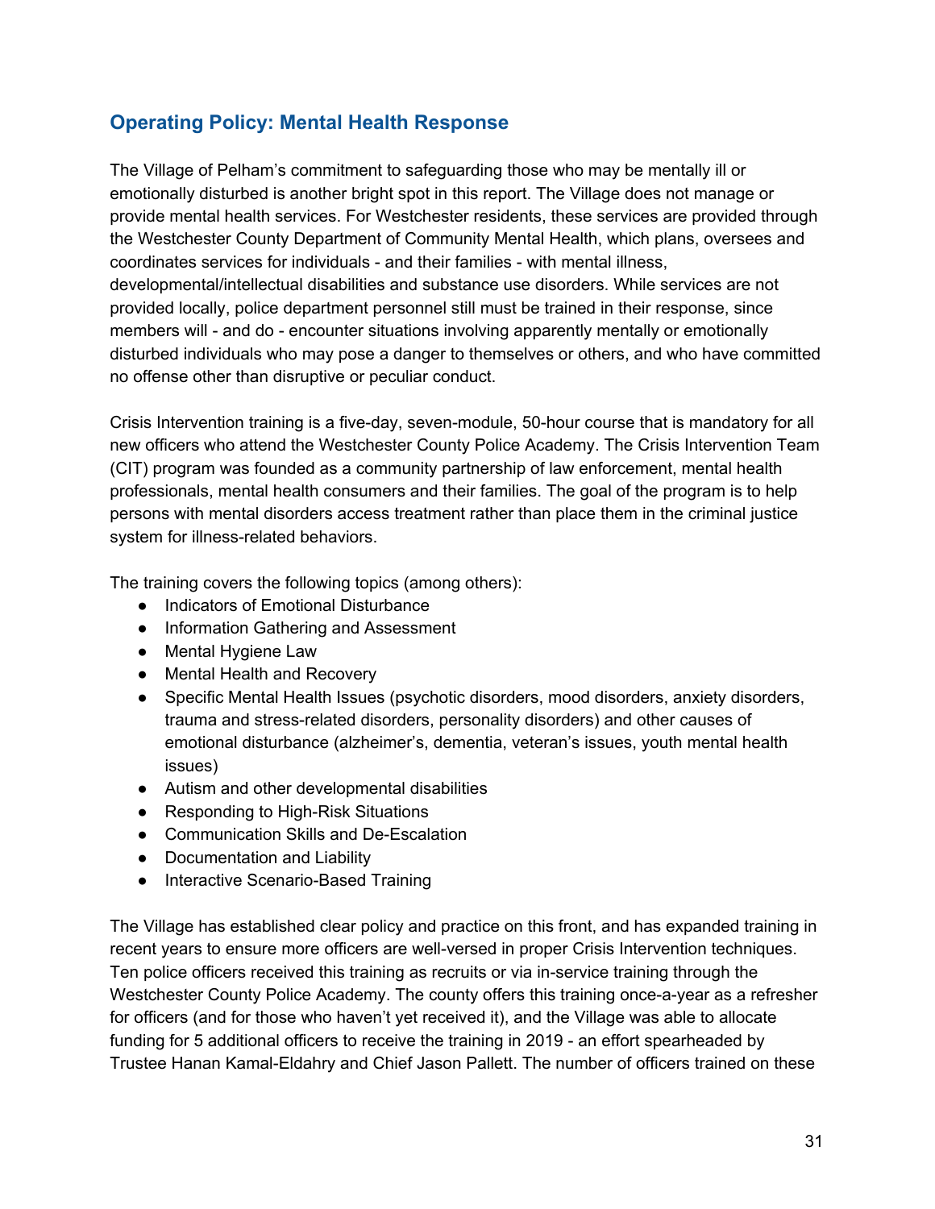## Operating Policy: Mental Health Response

The Village of Pelham's commitment to safeguarding those who may be mentally ill or emotionally disturbed is another bright spot in this report. The Village does not manage or provide mental health services. For Westchester residents, these services are provided through the Westchester County Department of Community Mental Health, which plans, oversees and coordinates services for individuals - and their families - with mental illness, developmental/intellectual disabilities and substance use disorders. While services are not provided locally, police department personnel still must be trained in their response, since members will - and do - encounter situations involving apparently mentally or emotionally disturbed individuals who may pose a danger to themselves or others, and who have committed no offense other than disruptive or peculiar conduct.

Crisis Intervention training is a five-day, seven-module, 50-hour course that is mandatory for all new officers who attend the Westchester County Police Academy. The Crisis Intervention Team (CIT) program was founded as a community partnership of law enforcement, mental health professionals, mental health consumers and their families. The goal of the program is to help persons with mental disorders access treatment rather than place them in the criminal justice system for illness-related behaviors.

The training covers the following topics (among others):

- Indicators of Emotional Disturbance
- Information Gathering and Assessment
- Mental Hygiene Law
- Mental Health and Recovery
- Specific Mental Health Issues (psychotic disorders, mood disorders, anxiety disorders, trauma and stress-related disorders, personality disorders) and other causes of emotional disturbance (alzheimer's, dementia, veteran's issues, youth mental health issues)
- Autism and other developmental disabilities
- Responding to High-Risk Situations
- Communication Skills and De-Escalation
- Documentation and Liability
- Interactive Scenario-Based Training

The Village has established clear policy and practice on this front, and has expanded training in recent years to ensure more officers are well-versed in proper Crisis Intervention techniques. Ten police officers received this training as recruits or via in-service training through the Westchester County Police Academy. The county offers this training once-a-year as a refresher for officers (and for those who haven't yet received it), and the Village was able to allocate funding for 5 additional officers to receive the training in 2019 - an effort spearheaded by Trustee Hanan Kamal-Eldahry and Chief Jason Pallett. The number of officers trained on these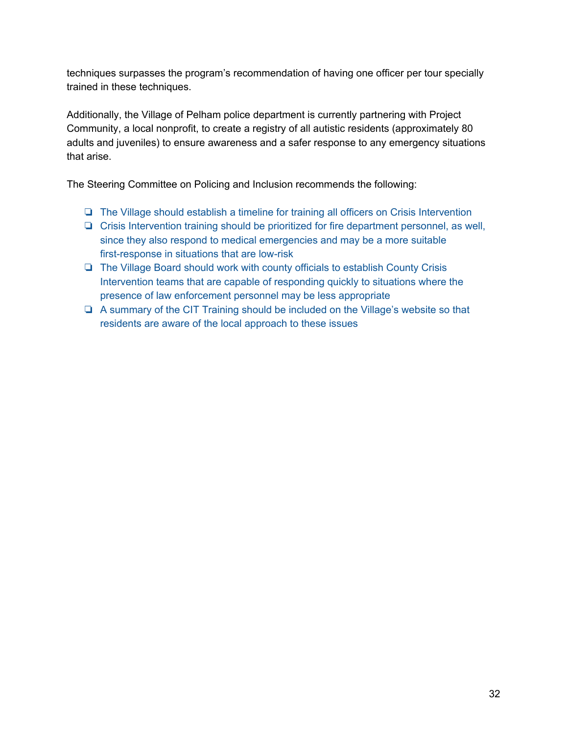techniques surpasses the program's recommendation of having one officer per tour specially trained in these techniques.

Additionally, the Village of Pelham police department is currently partnering with Project Community, a local nonprofit, to create a registry of all autistic residents (approximately 80 adults and juveniles) to ensure awareness and a safer response to any emergency situations that arise.

The Steering Committee on Policing and Inclusion recommends the following:

- [ ] The Village should establish a timeline for training all officers on Crisis Intervention
- [ ] Crisis Intervention training should be prioritized for fire department personnel, as well, since they also respond to medical emergencies and may be a more suitable first-response in situations that are low-risk
- [ ] The Village Board should work with county officials to establish County Crisis Intervention teams that are capable of responding quickly to situations where the presence of law enforcement personnel may be less appropriate
- [ ] A summary of the CIT Training should be included on the Village's website so that residents are aware of the local approach to these issues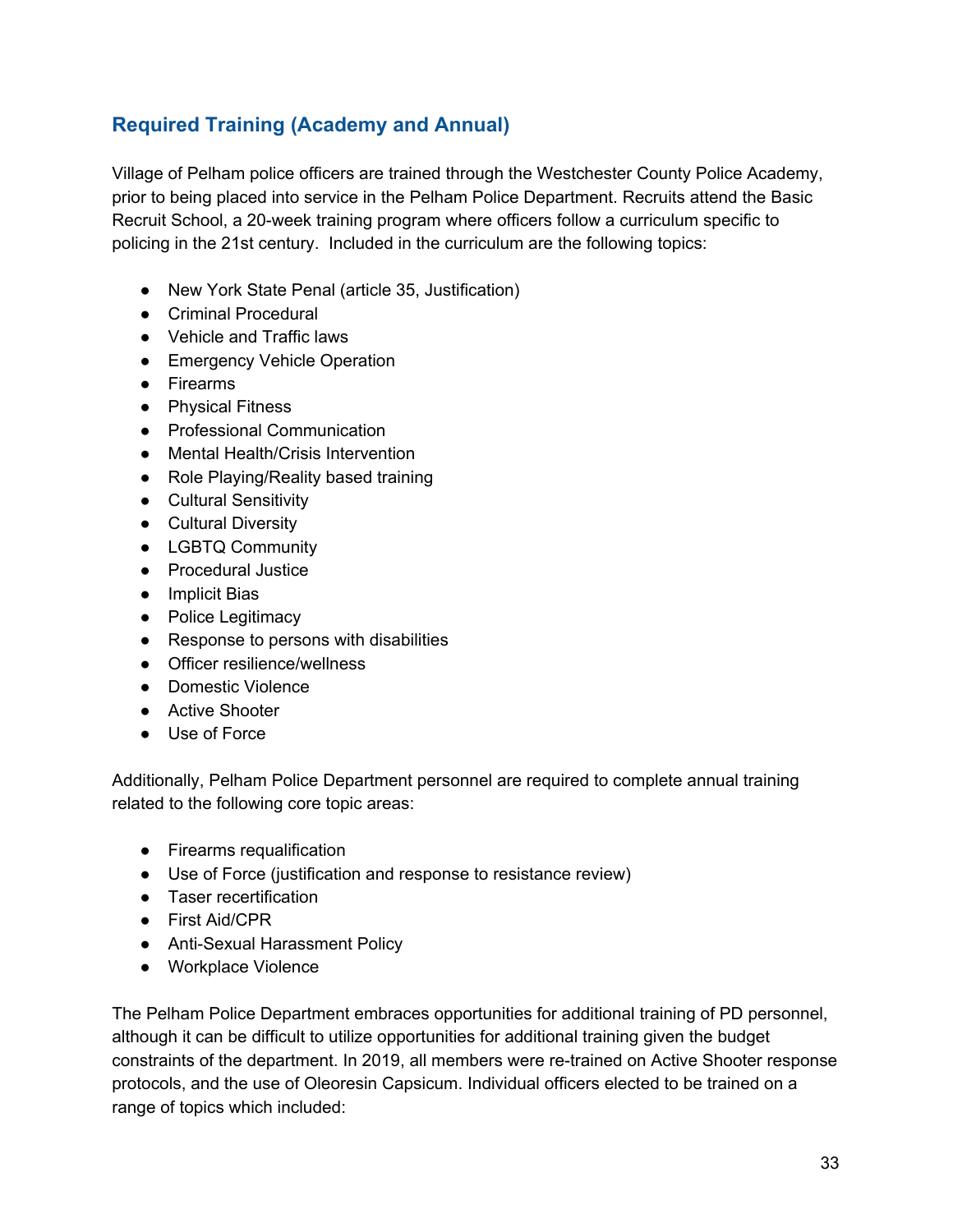## Required Training (Academy and Annual)

Village of Pelham police officers are trained through the Westchester County Police Academy, prior to being placed into service in the Pelham Police Department. Recruits attend the Basic Recruit School, a 20-week training program where officers follow a curriculum specific to policing in the 21st century. Included in the curriculum are the following topics:

- New York State Penal (article 35, Justification)
- Criminal Procedural
- Vehicle and Traffic laws
- Emergency Vehicle Operation
- Firearms
- Physical Fitness
- Professional Communication
- Mental Health/Crisis Intervention
- Role Playing/Reality based training
- Cultural Sensitivity
- Cultural Diversity
- LGBTQ Community
- Procedural Justice
- Implicit Bias
- Police Legitimacy
- Response to persons with disabilities
- Officer resilience/wellness
- Domestic Violence
- Active Shooter
- Use of Force

Additionally, Pelham Police Department personnel are required to complete annual training related to the following core topic areas:

- Firearms requalification
- Use of Force (justification and response to resistance review)
- Taser recertification
- First Aid/CPR
- Anti-Sexual Harassment Policy
- Workplace Violence

The Pelham Police Department embraces opportunities for additional training of PD personnel, although it can be difficult to utilize opportunities for additional training given the budget constraints of the department. In 2019, all members were re-trained on Active Shooter response protocols, and the use of Oleoresin Capsicum. Individual officers elected to be trained on a range of topics which included: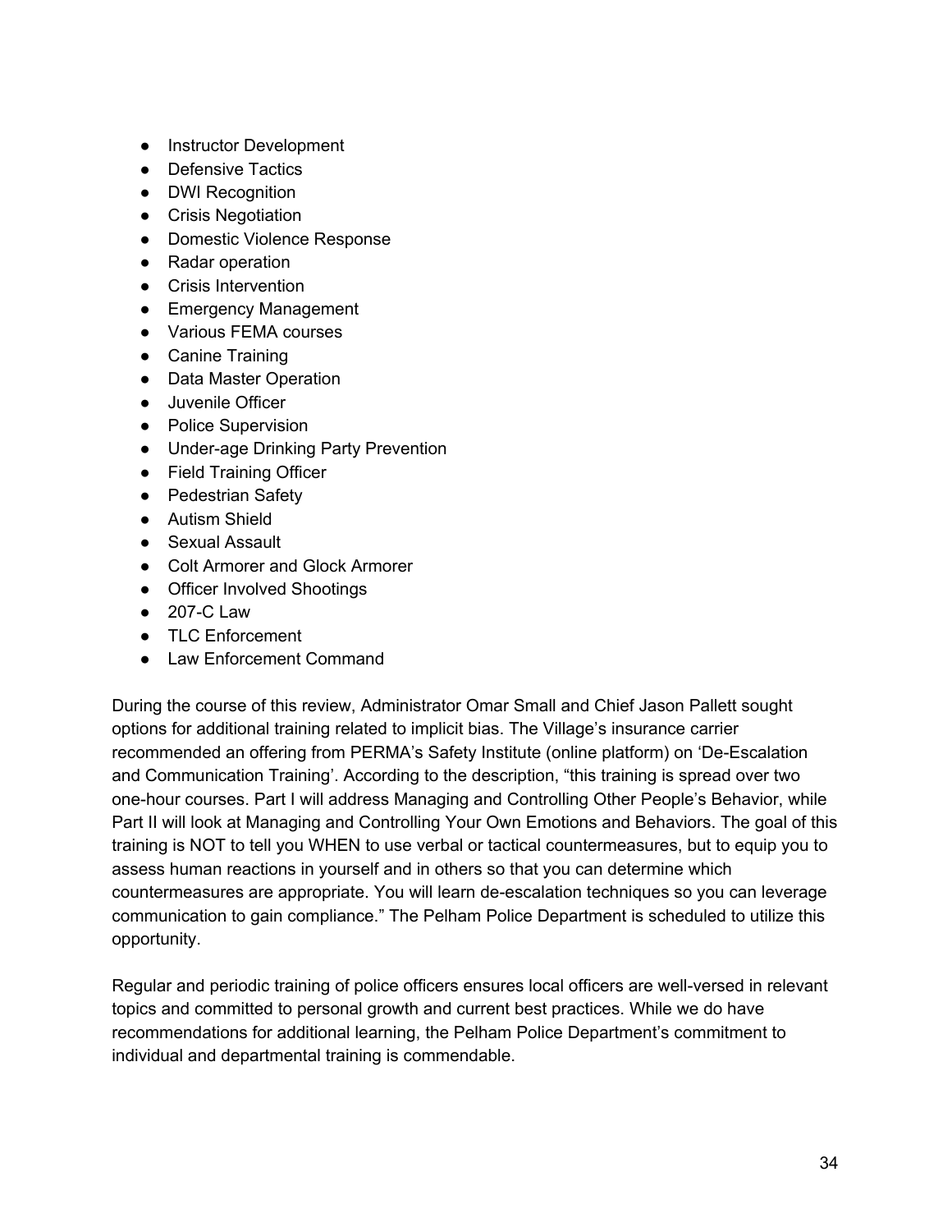- Instructor Development
- Defensive Tactics
- DWI Recognition
- Crisis Negotiation
- Domestic Violence Response
- Radar operation
- Crisis Intervention
- Emergency Management
- Various FEMA courses
- Canine Training
- Data Master Operation
- Juvenile Officer
- Police Supervision
- Under-age Drinking Party Prevention
- Field Training Officer
- Pedestrian Safety
- Autism Shield
- Sexual Assault
- Colt Armorer and Glock Armorer
- Officer Involved Shootings
- 207-C Law
- TLC Enforcement
- Law Enforcement Command

During the course of this review, Administrator Omar Small and Chief Jason Pallett sought options for additional training related to implicit bias. The Village's insurance carrier recommended an offering from PERMA's Safety Institute (online platform) on 'De-Escalation and Communication Training'. According to the description, "this training is spread over two one-hour courses. Part I will address Managing and Controlling Other People's Behavior, while Part II will look at Managing and Controlling Your Own Emotions and Behaviors. The goal of this training is NOT to tell you WHEN to use verbal or tactical countermeasures, but to equip you to assess human reactions in yourself and in others so that you can determine which countermeasures are appropriate. You will learn de-escalation techniques so you can leverage communication to gain compliance." The Pelham Police Department is scheduled to utilize this opportunity.

Regular and periodic training of police officers ensures local officers are well-versed in relevant topics and committed to personal growth and current best practices. While we do have recommendations for additional learning, the Pelham Police Department's commitment to individual and departmental training is commendable.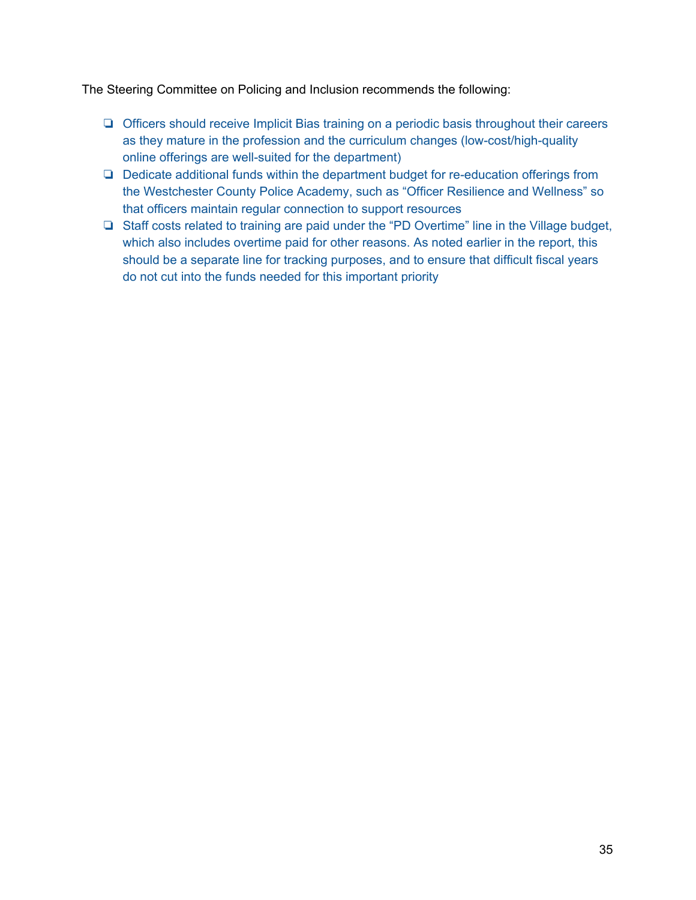The Steering Committee on Policing and Inclusion recommends the following:

- Officers should receive Implicit Bias training on a periodic basis throughout their careers as they mature in the profession and the curriculum changes (low-cost/high-quality online offerings are well-suited for the department)
- Dedicate additional funds within the department budget for re-education offerings from the Westchester County Police Academy, such as “Officer Resilience and Wellness” so that officers maintain regular connection to support resources
- Staff costs related to training are paid under the “PD Overtime” line in the Village budget, which also includes overtime paid for other reasons. As noted earlier in the report, this should be a separate line for tracking purposes, and to ensure that difficult fiscal years do not cut into the funds needed for this important priority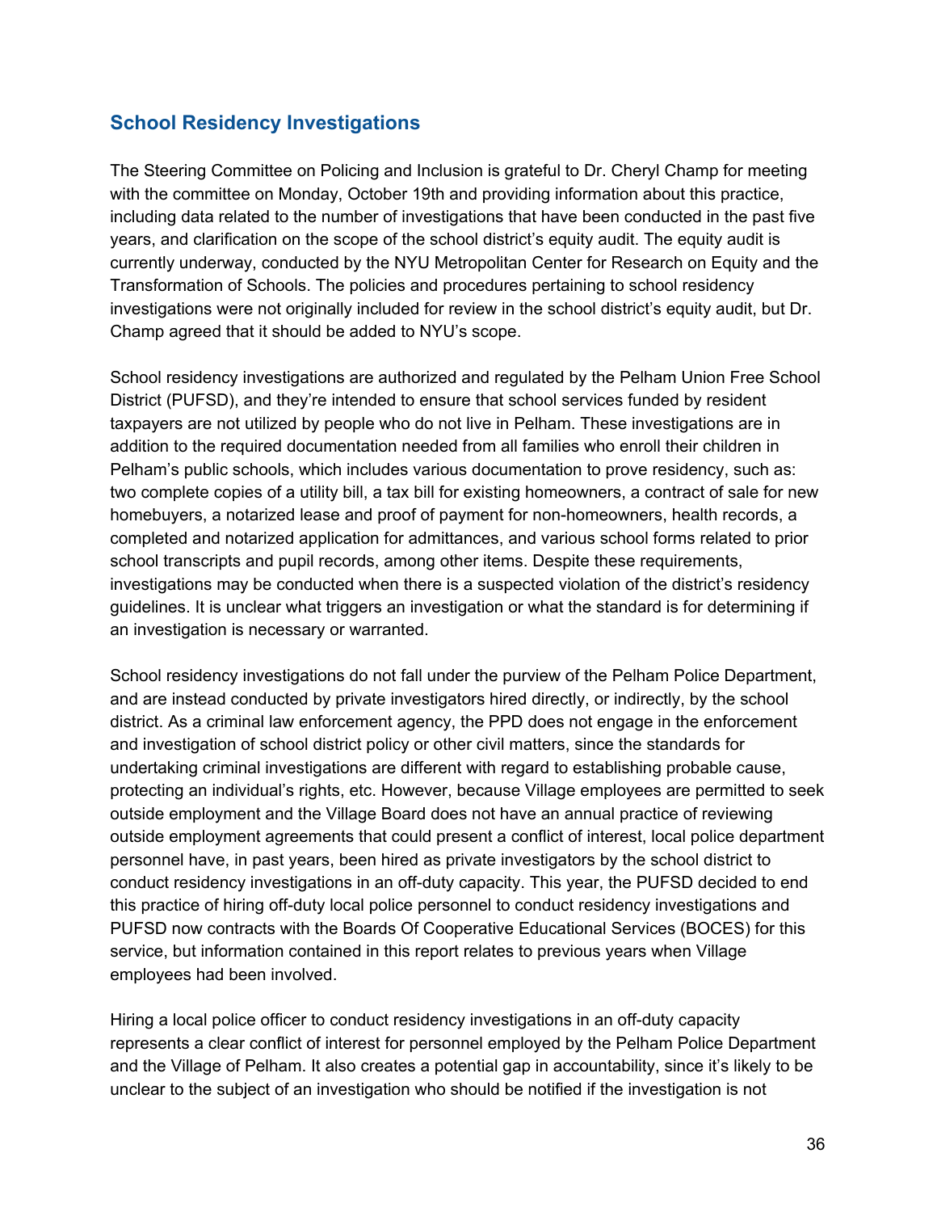## School Residency Investigations

The Steering Committee on Policing and Inclusion is grateful to Dr. Cheryl Champ for meeting with the committee on Monday, October 19th and providing information about this practice, including data related to the number of investigations that have been conducted in the past five years, and clarification on the scope of the school district's equity audit. The equity audit is currently underway, conducted by the NYU Metropolitan Center for Research on Equity and the Transformation of Schools. The policies and procedures pertaining to school residency investigations were not originally included for review in the school district's equity audit, but Dr. Champ agreed that it should be added to NYU's scope.

School residency investigations are authorized and regulated by the Pelham Union Free School District (PUFSD), and they're intended to ensure that school services funded by resident taxpayers are not utilized by people who do not live in Pelham. These investigations are in addition to the required documentation needed from all families who enroll their children in Pelham's public schools, which includes various documentation to prove residency, such as: two complete copies of a utility bill, a tax bill for existing homeowners, a contract of sale for new homebuyers, a notarized lease and proof of payment for non-homeowners, health records, a completed and notarized application for admittances, and various school forms related to prior school transcripts and pupil records, among other items. Despite these requirements, investigations may be conducted when there is a suspected violation of the district's residency guidelines. It is unclear what triggers an investigation or what the standard is for determining if an investigation is necessary or warranted.

School residency investigations do not fall under the purview of the Pelham Police Department, and are instead conducted by private investigators hired directly, or indirectly, by the school district. As a criminal law enforcement agency, the PPD does not engage in the enforcement and investigation of school district policy or other civil matters, since the standards for undertaking criminal investigations are different with regard to establishing probable cause, protecting an individual's rights, etc. However, because Village employees are permitted to seek outside employment and the Village Board does not have an annual practice of reviewing outside employment agreements that could present a conflict of interest, local police department personnel have, in past years, been hired as private investigators by the school district to conduct residency investigations in an off-duty capacity. This year, the PUFSD decided to end this practice of hiring off-duty local police personnel to conduct residency investigations and PUFSD now contracts with the Boards Of Cooperative Educational Services (BOCES) for this service, but information contained in this report relates to previous years when Village employees had been involved.

Hiring a local police officer to conduct residency investigations in an off-duty capacity represents a clear conflict of interest for personnel employed by the Pelham Police Department and the Village of Pelham. It also creates a potential gap in accountability, since it's likely to be unclear to the subject of an investigation who should be notified if the investigation is not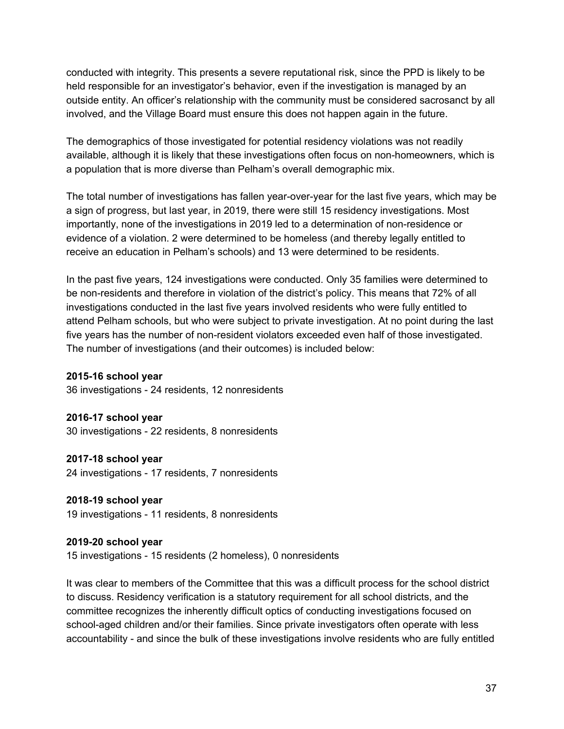conducted with integrity. This presents a severe reputational risk, since the PPD is likely to be held responsible for an investigator's behavior, even if the investigation is managed by an outside entity. An officer's relationship with the community must be considered sacrosanct by all involved, and the Village Board must ensure this does not happen again in the future.

The demographics of those investigated for potential residency violations was not readily available, although it is likely that these investigations often focus on non-homeowners, which is a population that is more diverse than Pelham's overall demographic mix.

The total number of investigations has fallen year-over-year for the last five years, which may be a sign of progress, but last year, in 2019, there were still 15 residency investigations. Most importantly, none of the investigations in 2019 led to a determination of non-residence or evidence of a violation. 2 were determined to be homeless (and thereby legally entitled to receive an education in Pelham's schools) and 13 were determined to be residents.

In the past five years, 124 investigations were conducted. Only 35 families were determined to be non-residents and therefore in violation of the district's policy. This means that 72% of all investigations conducted in the last five years involved residents who were fully entitled to attend Pelham schools, but who were subject to private investigation. At no point during the last five years has the number of non-resident violators exceeded even half of those investigated. The number of investigations (and their outcomes) is included below:

**2015-16 school year**
36 investigations - 24 residents, 12 nonresidents

**2016-17 school year**
30 investigations - 22 residents, 8 nonresidents

**2017-18 school year**
24 investigations - 17 residents, 7 nonresidents

**2018-19 school year**
19 investigations - 11 residents, 8 nonresidents

**2019-20 school year**
15 investigations - 15 residents (2 homeless), 0 nonresidents

It was clear to members of the Committee that this was a difficult process for the school district to discuss. Residency verification is a statutory requirement for all school districts, and the committee recognizes the inherently difficult optics of conducting investigations focused on school-aged children and/or their families. Since private investigators often operate with less accountability - and since the bulk of these investigations involve residents who are fully entitled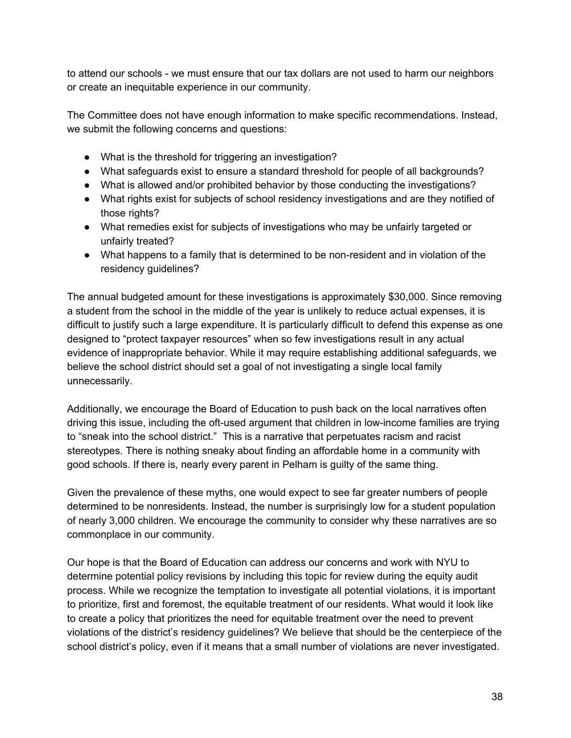to attend our schools - we must ensure that our tax dollars are not used to harm our neighbors or create an inequitable experience in our community.

The Committee does not have enough information to make specific recommendations. Instead, we submit the following concerns and questions:

- What is the threshold for triggering an investigation?
- What safeguards exist to ensure a standard threshold for people of all backgrounds?
- What is allowed and/or prohibited behavior by those conducting the investigations?
- What rights exist for subjects of school residency investigations and are they notified of those rights?
- What remedies exist for subjects of investigations who may be unfairly targeted or unfairly treated?
- What happens to a family that is determined to be non-resident and in violation of the residency guidelines?

The annual budgeted amount for these investigations is approximately $30,000. Since removing a student from the school in the middle of the year is unlikely to reduce actual expenses, it is difficult to justify such a large expenditure. It is particularly difficult to defend this expense as one designed to "protect taxpayer resources" when so few investigations result in any actual evidence of inappropriate behavior. While it may require establishing additional safeguards, we believe the school district should set a goal of not investigating a single local family unnecessarily.

Additionally, we encourage the Board of Education to push back on the local narratives often driving this issue, including the oft-used argument that children in low-income families are trying to "sneak into the school district." This is a narrative that perpetuates racism and racist stereotypes. There is nothing sneaky about finding an affordable home in a community with good schools. If there is, nearly every parent in Pelham is guilty of the same thing.

Given the prevalence of these myths, one would expect to see far greater numbers of people determined to be nonresidents. Instead, the number is surprisingly low for a student population of nearly 3,000 children. We encourage the community to consider why these narratives are so commonplace in our community.

Our hope is that the Board of Education can address our concerns and work with NYU to determine potential policy revisions by including this topic for review during the equity audit process. While we recognize the temptation to investigate all potential violations, it is important to prioritize, first and foremost, the equitable treatment of our residents. What would it look like to create a policy that prioritizes the need for equitable treatment over the need to prevent violations of the district's residency guidelines? We believe that should be the centerpiece of the school district's policy, even if it means that a small number of violations are never investigated.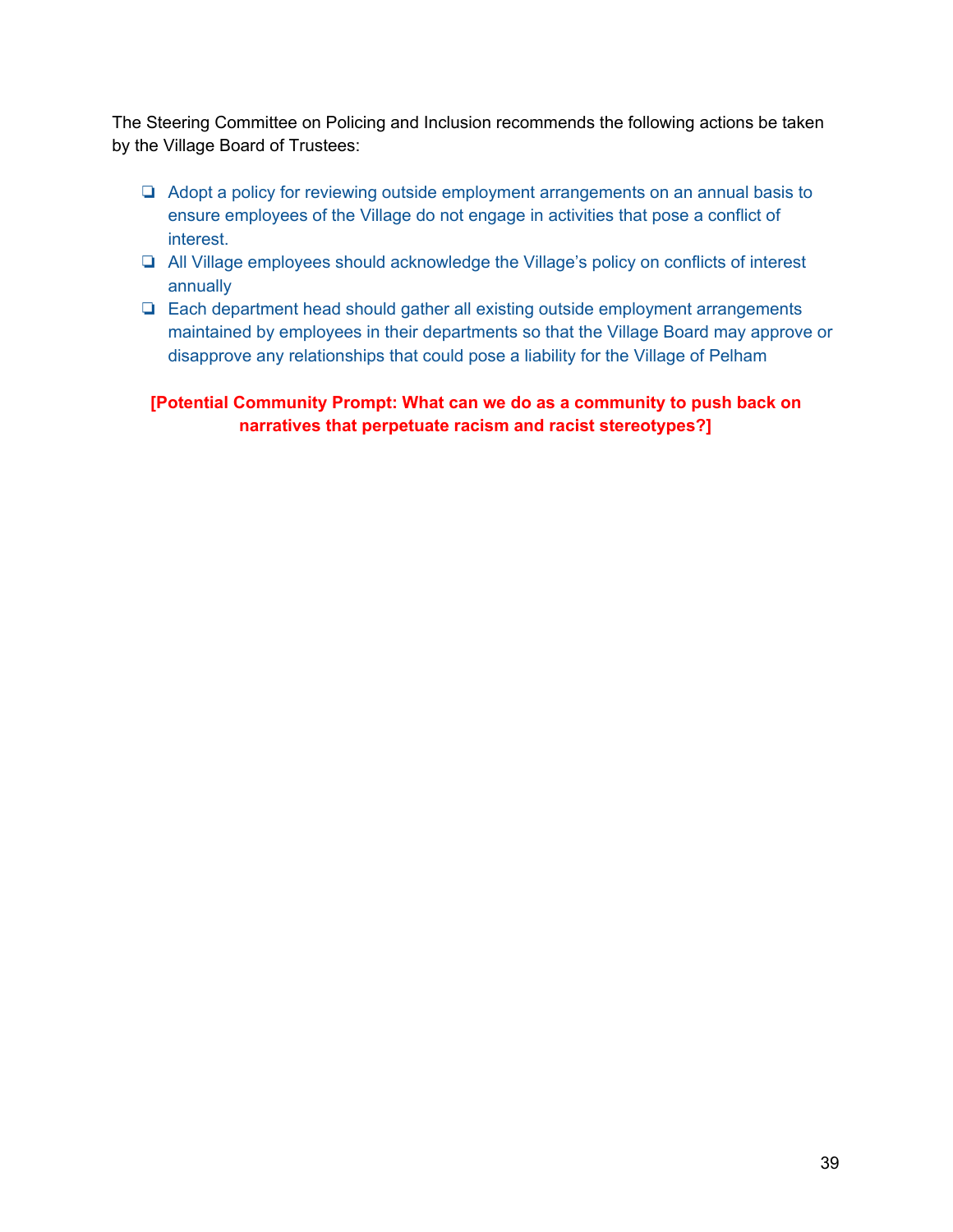The Steering Committee on Policing and Inclusion recommends the following actions be taken by the Village Board of Trustees:

- ❏ Adopt a policy for reviewing outside employment arrangements on an annual basis to ensure employees of the Village do not engage in activities that pose a conflict of interest.
- ❏ All Village employees should acknowledge the Village's policy on conflicts of interest annually
- ❏ Each department head should gather all existing outside employment arrangements maintained by employees in their departments so that the Village Board may approve or disapprove any relationships that could pose a liability for the Village of Pelham

**[Potential Community Prompt: What can we do as a community to push back on narratives that perpetuate racism and racist stereotypes?]**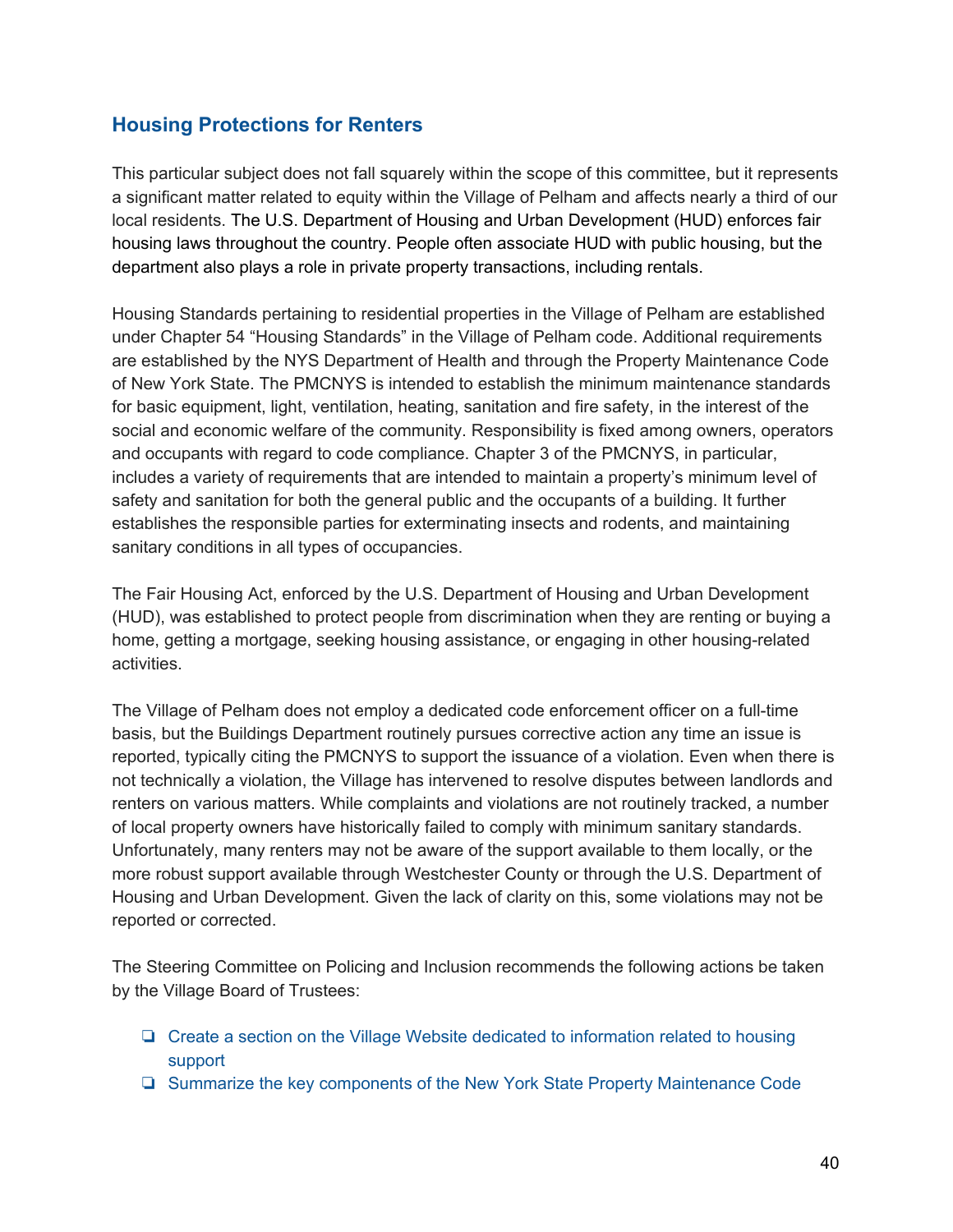## Housing Protections for Renters

This particular subject does not fall squarely within the scope of this committee, but it represents a significant matter related to equity within the Village of Pelham and affects nearly a third of our local residents. The U.S. Department of Housing and Urban Development (HUD) enforces fair housing laws throughout the country. People often associate HUD with public housing, but the department also plays a role in private property transactions, including rentals.

Housing Standards pertaining to residential properties in the Village of Pelham are established under Chapter 54 “Housing Standards” in the Village of Pelham code. Additional requirements are established by the NYS Department of Health and through the Property Maintenance Code of New York State. The PMCNYS is intended to establish the minimum maintenance standards for basic equipment, light, ventilation, heating, sanitation and fire safety, in the interest of the social and economic welfare of the community. Responsibility is fixed among owners, operators and occupants with regard to code compliance. Chapter 3 of the PMCNYS, in particular, includes a variety of requirements that are intended to maintain a property’s minimum level of safety and sanitation for both the general public and the occupants of a building. It further establishes the responsible parties for exterminating insects and rodents, and maintaining sanitary conditions in all types of occupancies.

The Fair Housing Act, enforced by the U.S. Department of Housing and Urban Development (HUD), was established to protect people from discrimination when they are renting or buying a home, getting a mortgage, seeking housing assistance, or engaging in other housing-related activities.

The Village of Pelham does not employ a dedicated code enforcement officer on a full-time basis, but the Buildings Department routinely pursues corrective action any time an issue is reported, typically citing the PMCNYS to support the issuance of a violation. Even when there is not technically a violation, the Village has intervened to resolve disputes between landlords and renters on various matters. While complaints and violations are not routinely tracked, a number of local property owners have historically failed to comply with minimum sanitary standards. Unfortunately, many renters may not be aware of the support available to them locally, or the more robust support available through Westchester County or through the U.S. Department of Housing and Urban Development. Given the lack of clarity on this, some violations may not be reported or corrected.

The Steering Committee on Policing and Inclusion recommends the following actions be taken by the Village Board of Trustees:

- ❏ Create a section on the Village Website dedicated to information related to housing support
- ❏ Summarize the key components of the New York State Property Maintenance Code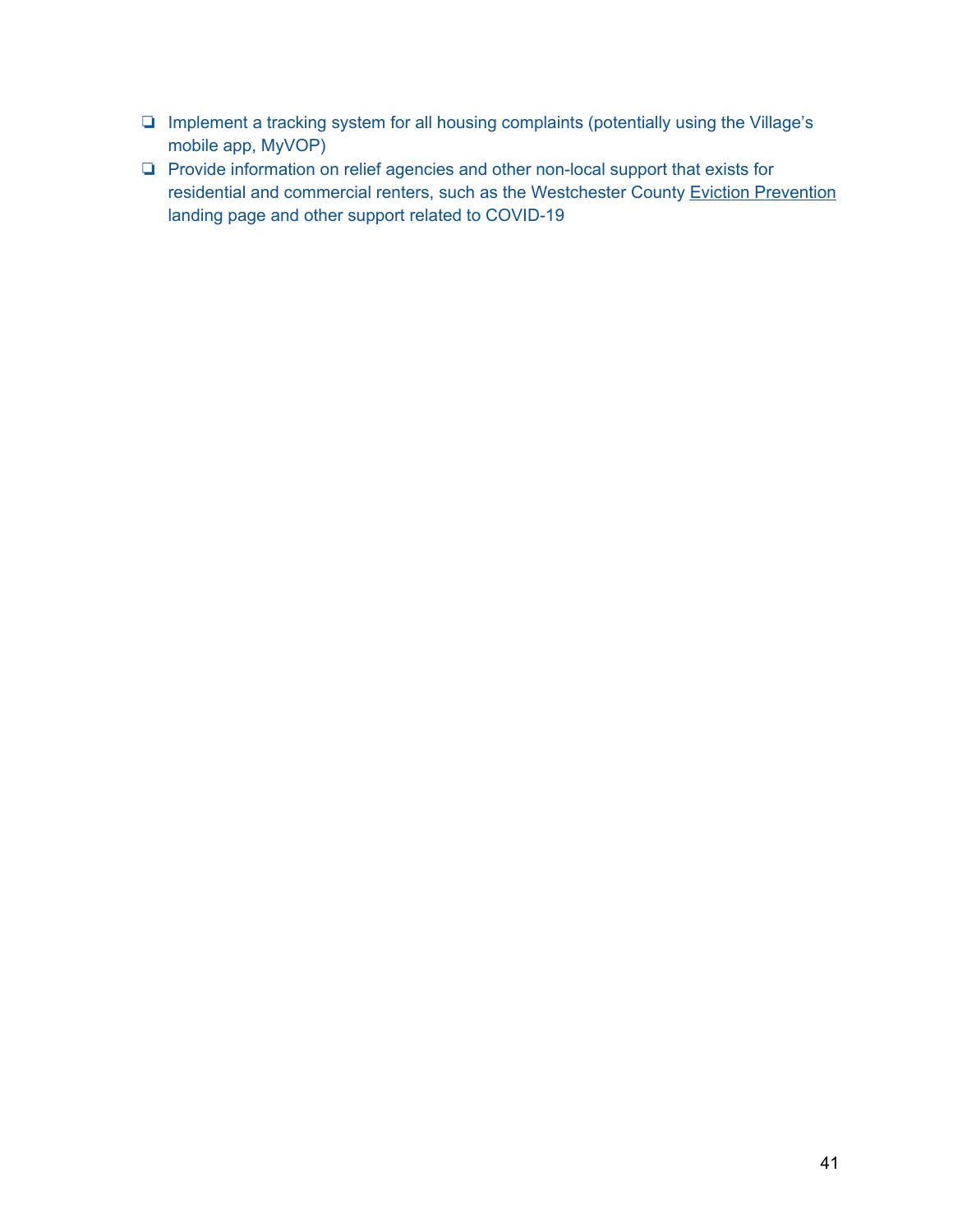- [ ] Implement a tracking system for all housing complaints (potentially using the Village's mobile app, MyVOP)
- [ ] Provide information on relief agencies and other non-local support that exists for residential and commercial renters, such as the Westchester County Eviction Prevention landing page and other support related to COVID-19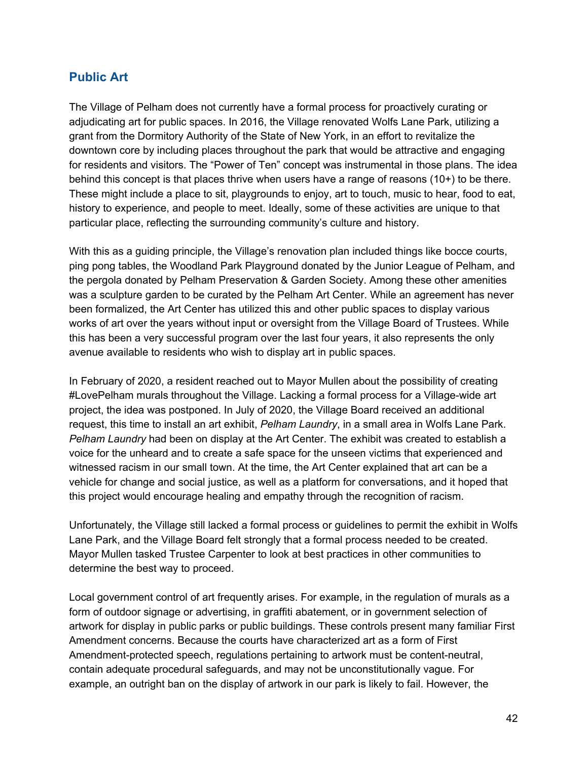## Public Art

The Village of Pelham does not currently have a formal process for proactively curating or adjudicating art for public spaces. In 2016, the Village renovated Wolfs Lane Park, utilizing a grant from the Dormitory Authority of the State of New York, in an effort to revitalize the downtown core by including places throughout the park that would be attractive and engaging for residents and visitors. The "Power of Ten" concept was instrumental in those plans. The idea behind this concept is that places thrive when users have a range of reasons (10+) to be there. These might include a place to sit, playgrounds to enjoy, art to touch, music to hear, food to eat, history to experience, and people to meet. Ideally, some of these activities are unique to that particular place, reflecting the surrounding community's culture and history.

With this as a guiding principle, the Village's renovation plan included things like bocce courts, ping pong tables, the Woodland Park Playground donated by the Junior League of Pelham, and the pergola donated by Pelham Preservation & Garden Society. Among these other amenities was a sculpture garden to be curated by the Pelham Art Center. While an agreement has never been formalized, the Art Center has utilized this and other public spaces to display various works of art over the years without input or oversight from the Village Board of Trustees. While this has been a very successful program over the last four years, it also represents the only avenue available to residents who wish to display art in public spaces.

In February of 2020, a resident reached out to Mayor Mullen about the possibility of creating #LovePelham murals throughout the Village. Lacking a formal process for a Village-wide art project, the idea was postponed. In July of 2020, the Village Board received an additional request, this time to install an art exhibit, *Pelham Laundry*, in a small area in Wolfs Lane Park. *Pelham Laundry* had been on display at the Art Center. The exhibit was created to establish a voice for the unheard and to create a safe space for the unseen victims that experienced and witnessed racism in our small town. At the time, the Art Center explained that art can be a vehicle for change and social justice, as well as a platform for conversations, and it hoped that this project would encourage healing and empathy through the recognition of racism.

Unfortunately, the Village still lacked a formal process or guidelines to permit the exhibit in Wolfs Lane Park, and the Village Board felt strongly that a formal process needed to be created. Mayor Mullen tasked Trustee Carpenter to look at best practices in other communities to determine the best way to proceed.

Local government control of art frequently arises. For example, in the regulation of murals as a form of outdoor signage or advertising, in graffiti abatement, or in government selection of artwork for display in public parks or public buildings. These controls present many familiar First Amendment concerns. Because the courts have characterized art as a form of First Amendment-protected speech, regulations pertaining to artwork must be content-neutral, contain adequate procedural safeguards, and may not be unconstitutionally vague. For example, an outright ban on the display of artwork in our park is likely to fail. However, the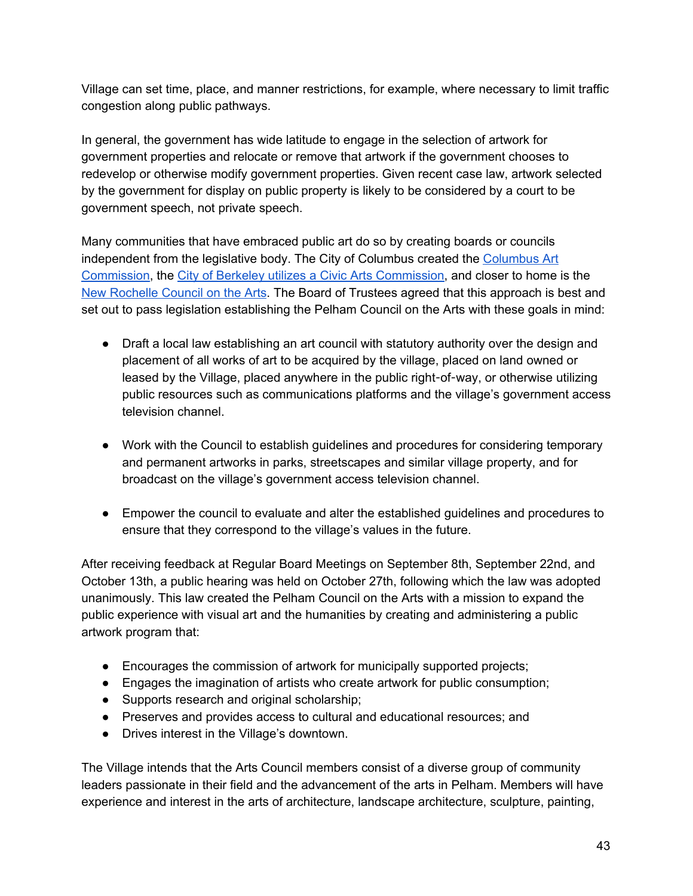Village can set time, place, and manner restrictions, for example, where necessary to limit traffic congestion along public pathways.

In general, the government has wide latitude to engage in the selection of artwork for government properties and relocate or remove that artwork if the government chooses to redevelop or otherwise modify government properties. Given recent case law, artwork selected by the government for display on public property is likely to be considered by a court to be government speech, not private speech.

Many communities that have embraced public art do so by creating boards or councils independent from the legislative body. The City of Columbus created the [Columbus Art Commission](), the [City of Berkeley utilizes a Civic Arts Commission](), and closer to home is the [New Rochelle Council on the Arts](). The Board of Trustees agreed that this approach is best and set out to pass legislation establishing the Pelham Council on the Arts with these goals in mind:

- Draft a local law establishing an art council with statutory authority over the design and placement of all works of art to be acquired by the village, placed on land owned or leased by the Village, placed anywhere in the public right-of-way, or otherwise utilizing public resources such as communications platforms and the village's government access television channel.

- Work with the Council to establish guidelines and procedures for considering temporary and permanent artworks in parks, streetscapes and similar village property, and for broadcast on the village's government access television channel.

- Empower the council to evaluate and alter the established guidelines and procedures to ensure that they correspond to the village's values in the future.

After receiving feedback at Regular Board Meetings on September 8th, September 22nd, and October 13th, a public hearing was held on October 27th, following which the law was adopted unanimously. This law created the Pelham Council on the Arts with a mission to expand the public experience with visual art and the humanities by creating and administering a public artwork program that:

- Encourages the commission of artwork for municipally supported projects;
- Engages the imagination of artists who create artwork for public consumption;
- Supports research and original scholarship;
- Preserves and provides access to cultural and educational resources; and
- Drives interest in the Village's downtown.

The Village intends that the Arts Council members consist of a diverse group of community leaders passionate in their field and the advancement of the arts in Pelham. Members will have experience and interest in the arts of architecture, landscape architecture, sculpture, painting,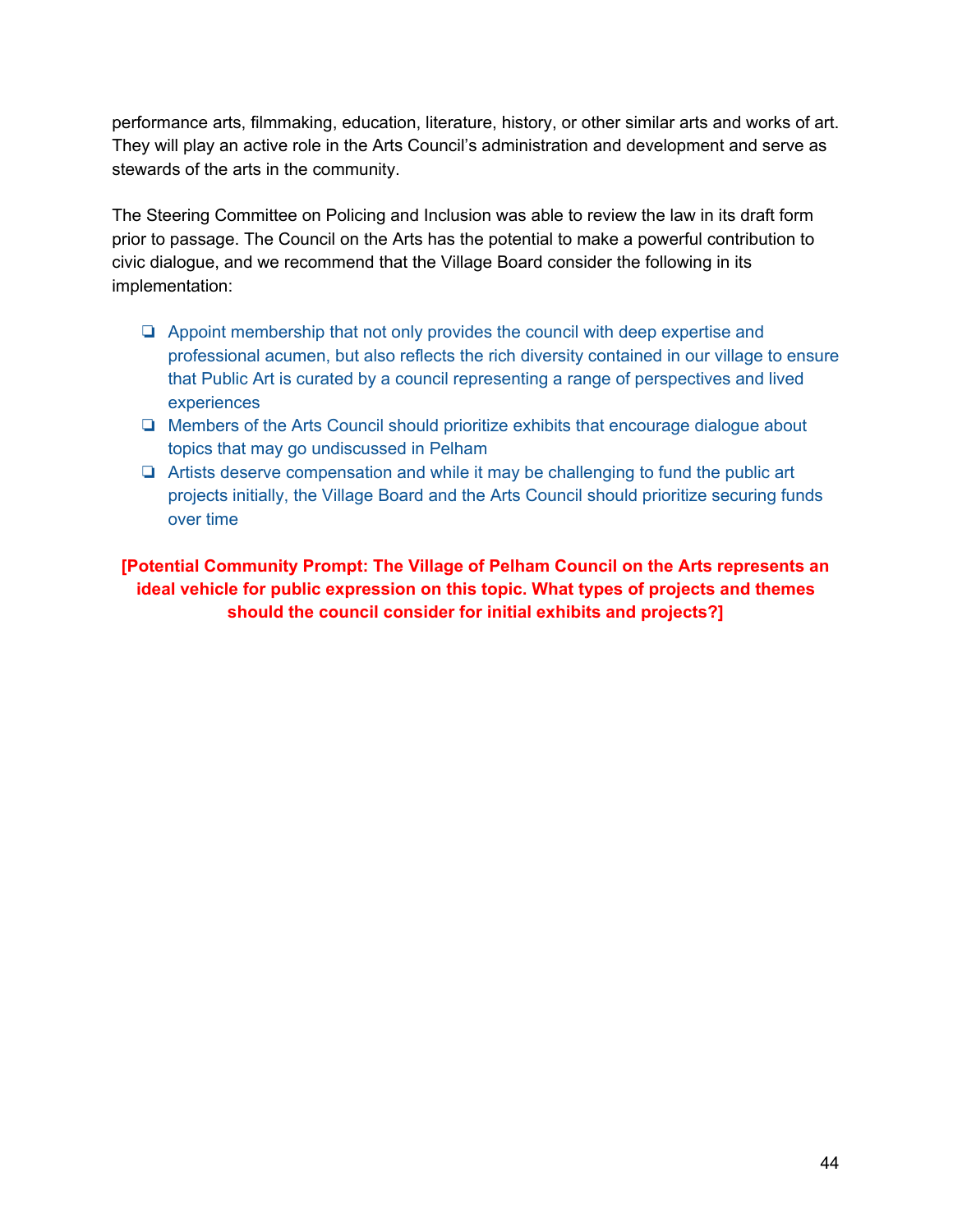performance arts, filmmaking, education, literature, history, or other similar arts and works of art. They will play an active role in the Arts Council's administration and development and serve as stewards of the arts in the community.

The Steering Committee on Policing and Inclusion was able to review the law in its draft form prior to passage. The Council on the Arts has the potential to make a powerful contribution to civic dialogue, and we recommend that the Village Board consider the following in its implementation:

- Appoint membership that not only provides the council with deep expertise and professional acumen, but also reflects the rich diversity contained in our village to ensure that Public Art is curated by a council representing a range of perspectives and lived experiences
- Members of the Arts Council should prioritize exhibits that encourage dialogue about topics that may go undiscussed in Pelham
- Artists deserve compensation and while it may be challenging to fund the public art projects initially, the Village Board and the Arts Council should prioritize securing funds over time

**[Potential Community Prompt: The Village of Pelham Council on the Arts represents an ideal vehicle for public expression on this topic. What types of projects and themes should the council consider for initial exhibits and projects?]**